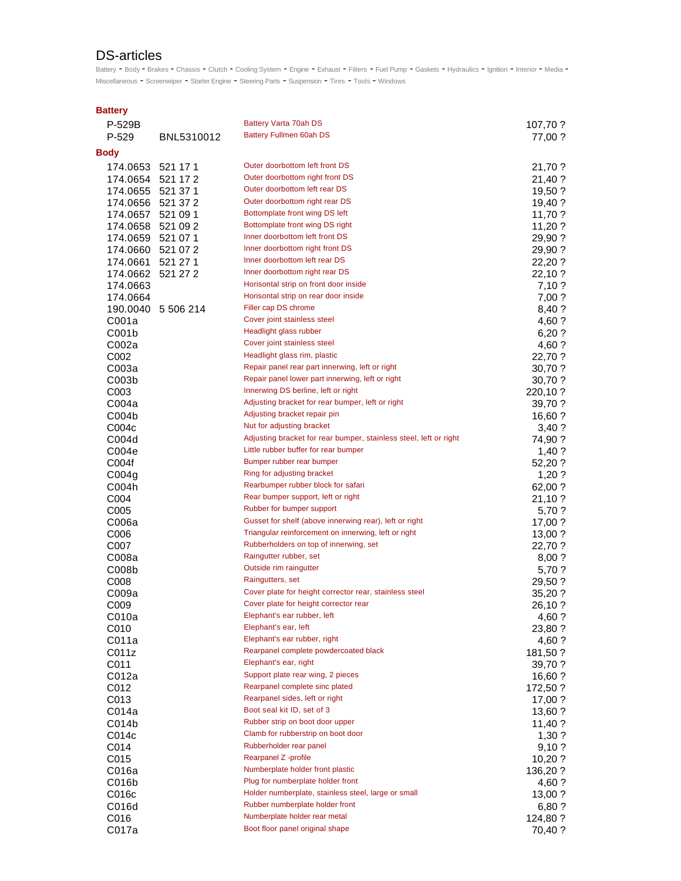# DS-articles

Battery - Body - Brakes - Chassis - Clutch - Cooling System - Engine - Exhaust - Filters - Fuel Pump - Gaskets - Hydraulics - Ignition - Interior - Media - Miscellaneous - Screenwiper - Starter Engine - Steering Parts - Suspension - Tires - Tools - Windows

## Battery

| | | | |
|---|---|---|---|
| P-529B | | Battery Varta 70ah DS | 107,70 ? |
| P-529 | BNL5310012 | Battery Fullmen 60ah DS | 77,00 ? |

## Body

| | | | |
|---|---|---|---|
| 174.0653 | 521 17 1 | Outer doorbottom left front DS | 21,70 ? |
| 174.0654 | 521 17 2 | Outer doorbottom right front DS | 21,40 ? |
| 174.0655 | 521 37 1 | Outer doorbottom left rear DS | 19,50 ? |
| 174.0656 | 521 37 2 | Outer doorbottom right rear DS | 19,40 ? |
| 174.0657 | 521 09 1 | Bottomplate front wing DS left | 11,70 ? |
| 174.0658 | 521 09 2 | Bottomplate front wing DS right | 11,20 ? |
| 174.0659 | 521 07 1 | Inner doorbottom left front DS | 29,90 ? |
| 174.0660 | 521 07 2 | Inner doorbottom right front DS | 29,90 ? |
| 174.0661 | 521 27 1 | Inner doorbottom left rear DS | 22,20 ? |
| 174.0662 | 521 27 2 | Inner doorbottom right rear DS | 22,10 ? |
| 174.0663 | | Horisontal strip on front door inside | 7,10 ? |
| 174.0664 | | Horisontal strip on rear door inside | 7,00 ? |
| 190.0040 | 5 506 214 | Filler cap DS chrome | 8,40 ? |
| C001a | | Cover joint stainless steel | 4,60 ? |
| C001b | | Headlight glass rubber | 6,20 ? |
| C002a | | Cover joint stainless steel | 4,60 ? |
| C002 | | Headlight glass rim, plastic | 22,70 ? |
| C003a | | Repair panel rear part innerwing, left or right | 30,70 ? |
| C003b | | Repair panel lower part innerwing, left or right | 30,70 ? |
| C003 | | Innerwing DS berline, left or right | 220,10 ? |
| C004a | | Adjusting bracket for rear bumper, left or right | 39,70 ? |
| C004b | | Adjusting bracket repair pin | 16,60 ? |
| C004c | | Nut for adjusting bracket | 3,40 ? |
| C004d | | Adjusting bracket for rear bumper, stainless steel, left or right | 74,90 ? |
| C004e | | Little rubber buffer for rear bumper | 1,40 ? |
| C004f | | Bumper rubber rear bumper | 52,20 ? |
| C004g | | Ring for adjusting bracket | 1,20 ? |
| C004h | | Rearbumper rubber block for safari | 62,00 ? |
| C004 | | Rear bumper support, left or right | 21,10 ? |
| C005 | | Rubber for bumper support | 5,70 ? |
| C006a | | Gusset for shelf (above innerwing rear), left or right | 17,00 ? |
| C006 | | Triangular reinforcement on innerwing, left or right | 13,00 ? |
| C007 | | Rubberholders on top of innerwing, set | 22,70 ? |
| C008a | | Raingutter rubber, set | 8,00 ? |
| C008b | | Outside rim raingutter | 5,70 ? |
| C008 | | Raingutters, set | 29,50 ? |
| C009a | | Cover plate for height corrector rear, stainless steel | 35,20 ? |
| C009 | | Cover plate for height corrector rear | 26,10 ? |
| C010a | | Elephant's ear rubber, left | 4,60 ? |
| C010 | | Elephant's ear, left | 23,80 ? |
| C011a | | Elephant's ear rubber, right | 4,60 ? |
| C011z | | Rearpanel complete powdercoated black | 181,50 ? |
| C011 | | Elephant's ear, right | 39,70 ? |
| C012a | | Support plate rear wing, 2 pieces | 16,60 ? |
| C012 | | Rearpanel complete sinc plated | 172,50 ? |
| C013 | | Rearpanel sides, left or right | 17,00 ? |
| C014a | | Boot seal kit ID, set of 3 | 13,60 ? |
| C014b | | Rubber strip on boot door upper | 11,40 ? |
| C014c | | Clamb for rubberstrip on boot door | 1,30 ? |
| C014 | | Rubberholder rear panel | 9,10 ? |
| C015 | | Rearpanel Z -profile | 10,20 ? |
| C016a | | Numberplate holder front plastic | 136,20 ? |
| C016b | | Plug for numberplate holder front | 4,60 ? |
| C016c | | Holder numberplate, stainless steel, large or small | 13,00 ? |
| C016d | | Rubber numberplate holder front | 6,80 ? |
| C016 | | Numberplate holder rear metal | 124,80 ? |
| C017a | | Boot floor panel original shape | 70,40 ? |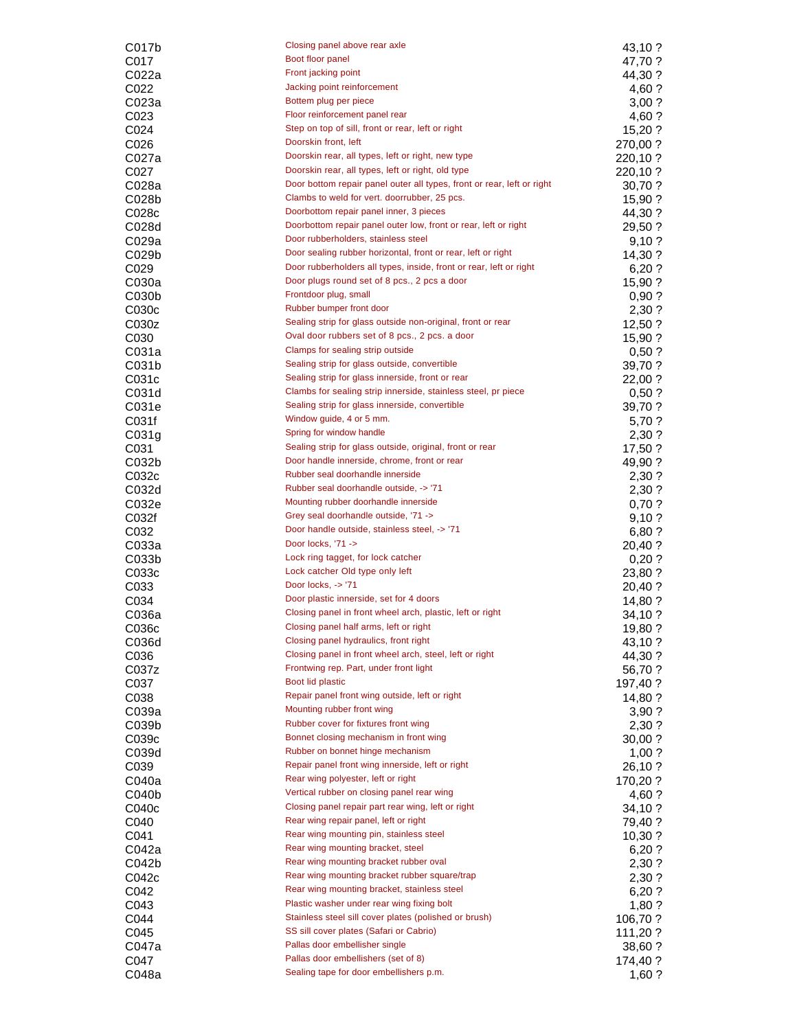| | | |
|---|---|---|
| C017b | Closing panel above rear axle | 43,10 ? |
| C017 | Boot floor panel | 47,70 ? |
| C022a | Front jacking point | 44,30 ? |
| C022 | Jacking point reinforcement | 4,60 ? |
| C023a | Bottem plug per piece | 3,00 ? |
| C023 | Floor reinforcement panel rear | 4,60 ? |
| C024 | Step on top of sill, front or rear, left or right | 15,20 ? |
| C026 | Doorskin front, left | 270,00 ? |
| C027a | Doorskin rear, all types, left or right, new type | 220,10 ? |
| C027 | Doorskin rear, all types, left or right, old type | 220,10 ? |
| C028a | Door bottom repair panel outer all types, front or rear, left or right | 30,70 ? |
| C028b | Clambs to weld for vert. doorrubber, 25 pcs. | 15,90 ? |
| C028c | Doorbottom repair panel inner, 3 pieces | 44,30 ? |
| C028d | Doorbottom repair panel outer low, front or rear, left or right | 29,50 ? |
| C029a | Door rubberholders, stainless steel | 9,10 ? |
| C029b | Door sealing rubber horizontal, front or rear, left or right | 14,30 ? |
| C029 | Door rubberholders all types, inside, front or rear, left or right | 6,20 ? |
| C030a | Door plugs round set of 8 pcs., 2 pcs a door | 15,90 ? |
| C030b | Frontdoor plug, small | 0,90 ? |
| C030c | Rubber bumper front door | 2,30 ? |
| C030z | Sealing strip for glass outside non-original, front or rear | 12,50 ? |
| C030 | Oval door rubbers set of 8 pcs., 2 pcs. a door | 15,90 ? |
| C031a | Clamps for sealing strip outside | 0,50 ? |
| C031b | Sealing strip for glass outside, convertible | 39,70 ? |
| C031c | Sealing strip for glass innerside, front or rear | 22,00 ? |
| C031d | Clambs for sealing strip innerside, stainless steel, pr piece | 0,50 ? |
| C031e | Sealing strip for glass innerside, convertible | 39,70 ? |
| C031f | Window guide, 4 or 5 mm. | 5,70 ? |
| C031g | Spring for window handle | 2,30 ? |
| C031 | Sealing strip for glass outside, original, front or rear | 17,50 ? |
| C032b | Door handle innerside, chrome, front or rear | 49,90 ? |
| C032c | Rubber seal doorhandle innerside | 2,30 ? |
| C032d | Rubber seal doorhandle outside, -> '71 | 2,30 ? |
| C032e | Mounting rubber doorhandle innerside | 0,70 ? |
| C032f | Grey seal doorhandle outside, '71 -> | 9,10 ? |
| C032 | Door handle outside, stainless steel, -> '71 | 6,80 ? |
| C033a | Door locks, '71 -> | 20,40 ? |
| C033b | Lock ring tagget, for lock catcher | 0,20 ? |
| C033c | Lock catcher Old type only left | 23,80 ? |
| C033 | Door locks, -> '71 | 20,40 ? |
| C034 | Door plastic innerside, set for 4 doors | 14,80 ? |
| C036a | Closing panel in front wheel arch, plastic, left or right | 34,10 ? |
| C036c | Closing panel half arms, left or right | 19,80 ? |
| C036d | Closing panel hydraulics, front right | 43,10 ? |
| C036 | Closing panel in front wheel arch, steel, left or right | 44,30 ? |
| C037z | Frontwing rep. Part, under front light | 56,70 ? |
| C037 | Boot lid plastic | 197,40 ? |
| C038 | Repair panel front wing outside, left or right | 14,80 ? |
| C039a | Mounting rubber front wing | 3,90 ? |
| C039b | Rubber cover for fixtures front wing | 2,30 ? |
| C039c | Bonnet closing mechanism in front wing | 30,00 ? |
| C039d | Rubber on bonnet hinge mechanism | 1,00 ? |
| C039 | Repair panel front wing innerside, left or right | 26,10 ? |
| C040a | Rear wing polyester, left or right | 170,20 ? |
| C040b | Vertical rubber on closing panel rear wing | 4,60 ? |
| C040c | Closing panel repair part rear wing, left or right | 34,10 ? |
| C040 | Rear wing repair panel, left or right | 79,40 ? |
| C041 | Rear wing mounting pin, stainless steel | 10,30 ? |
| C042a | Rear wing mounting bracket, steel | 6,20 ? |
| C042b | Rear wing mounting bracket rubber oval | 2,30 ? |
| C042c | Rear wing mounting bracket rubber square/trap | 2,30 ? |
| C042 | Rear wing mounting bracket, stainless steel | 6,20 ? |
| C043 | Plastic washer under rear wing fixing bolt | 1,80 ? |
| C044 | Stainless steel sill cover plates (polished or brush) | 106,70 ? |
| C045 | SS sill cover plates (Safari or Cabrio) | 111,20 ? |
| C047a | Pallas door embellisher single | 38,60 ? |
| C047 | Pallas door embellishers (set of 8) | 174,40 ? |
| C048a | Sealing tape for door embellishers p.m. | 1,60 ? |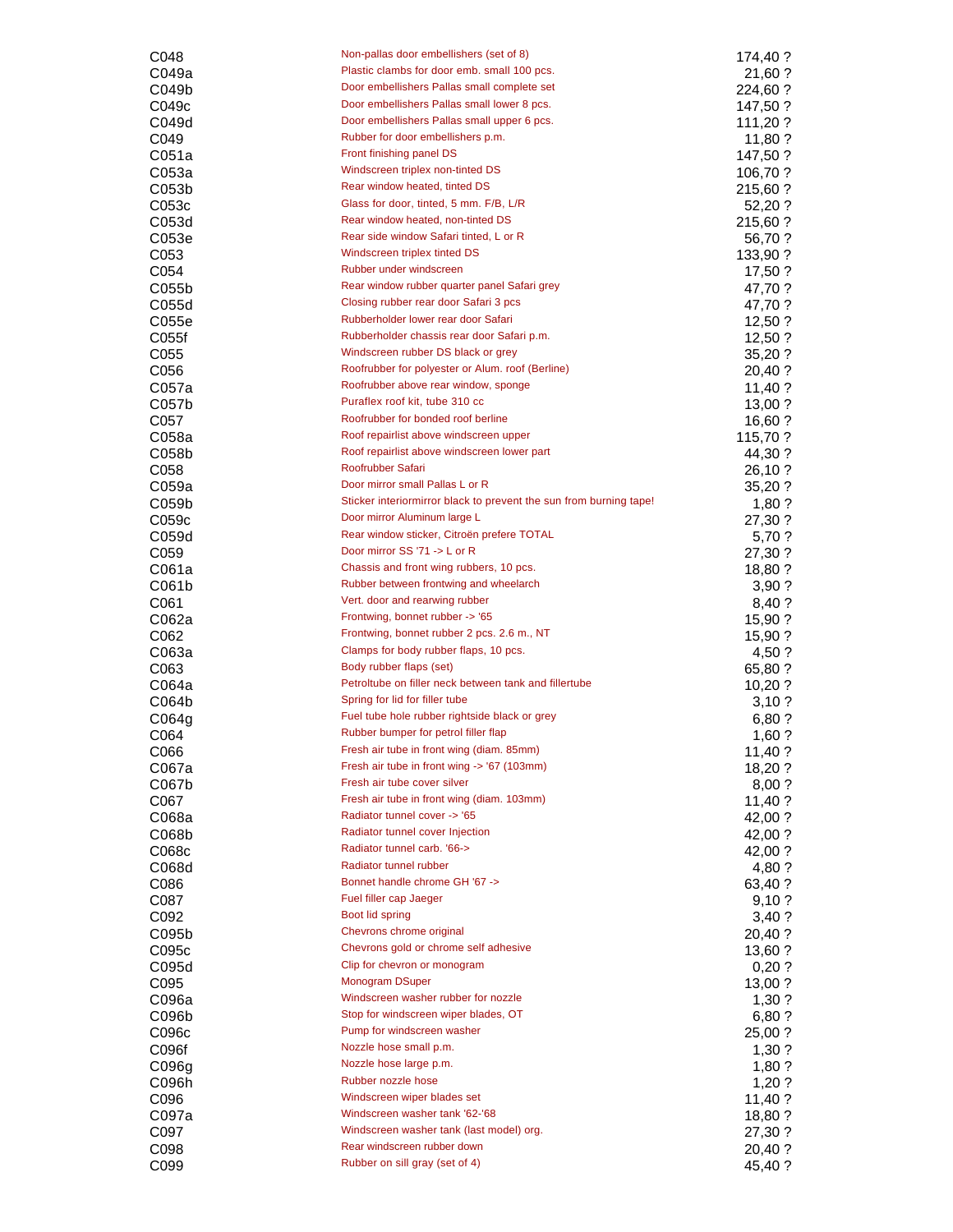| | | |
|---|---|---|
| C048 | Non-pallas door embellishers (set of 8) | 174,40 ? |
| C049a | Plastic clambs for door emb. small 100 pcs. | 21,60 ? |
| C049b | Door embellishers Pallas small complete set | 224,60 ? |
| C049c | Door embellishers Pallas small lower 8 pcs. | 147,50 ? |
| C049d | Door embellishers Pallas small upper 6 pcs. | 111,20 ? |
| C049 | Rubber for door embellishers p.m. | 11,80 ? |
| C051a | Front finishing panel DS | 147,50 ? |
| C053a | Windscreen triplex non-tinted DS | 106,70 ? |
| C053b | Rear window heated, tinted DS | 215,60 ? |
| C053c | Glass for door, tinted, 5 mm. F/B, L/R | 52,20 ? |
| C053d | Rear window heated, non-tinted DS | 215,60 ? |
| C053e | Rear side window Safari tinted, L or R | 56,70 ? |
| C053 | Windscreen triplex tinted DS | 133,90 ? |
| C054 | Rubber under windscreen | 17,50 ? |
| C055b | Rear window rubber quarter panel Safari grey | 47,70 ? |
| C055d | Closing rubber rear door Safari 3 pcs | 47,70 ? |
| C055e | Rubberholder lower rear door Safari | 12,50 ? |
| C055f | Rubberholder chassis rear door Safari p.m. | 12,50 ? |
| C055 | Windscreen rubber DS black or grey | 35,20 ? |
| C056 | Roofrubber for polyester or Alum. roof (Berline) | 20,40 ? |
| C057a | Roofrubber above rear window, sponge | 11,40 ? |
| C057b | Puraflex roof kit, tube 310 cc | 13,00 ? |
| C057 | Roofrubber for bonded roof berline | 16,60 ? |
| C058a | Roof repairlist above windscreen upper | 115,70 ? |
| C058b | Roof repairlist above windscreen lower part | 44,30 ? |
| C058 | Roofrubber Safari | 26,10 ? |
| C059a | Door mirror small Pallas L or R | 35,20 ? |
| C059b | Sticker interiormirror black to prevent the sun from burning tape! | 1,80 ? |
| C059c | Door mirror Aluminum large L | 27,30 ? |
| C059d | Rear window sticker, Citroën prefere TOTAL | 5,70 ? |
| C059 | Door mirror SS '71 -> L or R | 27,30 ? |
| C061a | Chassis and front wing rubbers, 10 pcs. | 18,80 ? |
| C061b | Rubber between frontwing and wheelarch | 3,90 ? |
| C061 | Vert. door and rearwing rubber | 8,40 ? |
| C062a | Frontwing, bonnet rubber -> '65 | 15,90 ? |
| C062 | Frontwing, bonnet rubber 2 pcs. 2.6 m., NT | 15,90 ? |
| C063a | Clamps for body rubber flaps, 10 pcs. | 4,50 ? |
| C063 | Body rubber flaps (set) | 65,80 ? |
| C064a | Petroltube on filler neck between tank and fillertube | 10,20 ? |
| C064b | Spring for lid for filler tube | 3,10 ? |
| C064g | Fuel tube hole rubber rightside black or grey | 6,80 ? |
| C064 | Rubber bumper for petrol filler flap | 1,60 ? |
| C066 | Fresh air tube in front wing (diam. 85mm) | 11,40 ? |
| C067a | Fresh air tube in front wing -> '67 (103mm) | 18,20 ? |
| C067b | Fresh air tube cover silver | 8,00 ? |
| C067 | Fresh air tube in front wing (diam. 103mm) | 11,40 ? |
| C068a | Radiator tunnel cover -> '65 | 42,00 ? |
| C068b | Radiator tunnel cover Injection | 42,00 ? |
| C068c | Radiator tunnel carb. '66-> | 42,00 ? |
| C068d | Radiator tunnel rubber | 4,80 ? |
| C086 | Bonnet handle chrome GH '67 -> | 63,40 ? |
| C087 | Fuel filler cap Jaeger | 9,10 ? |
| C092 | Boot lid spring | 3,40 ? |
| C095b | Chevrons chrome original | 20,40 ? |
| C095c | Chevrons gold or chrome self adhesive | 13,60 ? |
| C095d | Clip for chevron or monogram | 0,20 ? |
| C095 | Monogram DSuper | 13,00 ? |
| C096a | Windscreen washer rubber for nozzle | 1,30 ? |
| C096b | Stop for windscreen wiper blades, OT | 6,80 ? |
| C096c | Pump for windscreen washer | 25,00 ? |
| C096f | Nozzle hose small p.m. | 1,30 ? |
| C096g | Nozzle hose large p.m. | 1,80 ? |
| C096h | Rubber nozzle hose | 1,20 ? |
| C096 | Windscreen wiper blades set | 11,40 ? |
| C097a | Windscreen washer tank '62-'68 | 18,80 ? |
| C097 | Windscreen washer tank (last model) org. | 27,30 ? |
| C098 | Rear windscreen rubber down | 20,40 ? |
| C099 | Rubber on sill gray (set of 4) | 45,40 ? |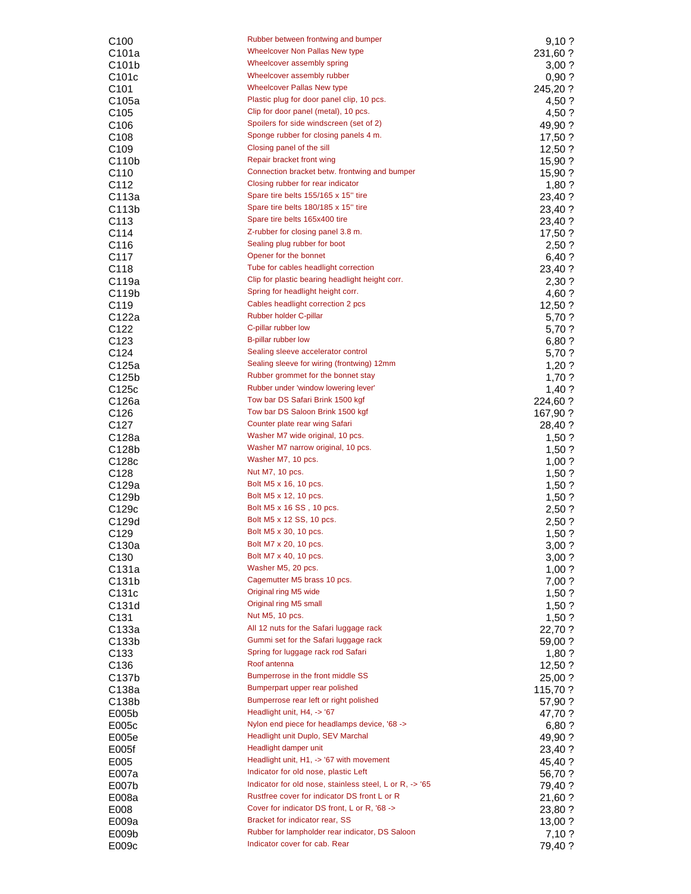| | | |
|---|---|---|
| C100 | Rubber between frontwing and bumper | 9,10 ? |
| C101a | Wheelcover Non Pallas New type | 231,60 ? |
| C101b | Wheelcover assembly spring | 3,00 ? |
| C101c | Wheelcover assembly rubber | 0,90 ? |
| C101 | Wheelcover Pallas New type | 245,20 ? |
| C105a | Plastic plug for door panel clip, 10 pcs. | 4,50 ? |
| C105 | Clip for door panel (metal), 10 pcs. | 4,50 ? |
| C106 | Spoilers for side windscreen (set of 2) | 49,90 ? |
| C108 | Sponge rubber for closing panels 4 m. | 17,50 ? |
| C109 | Closing panel of the sill | 12,50 ? |
| C110b | Repair bracket front wing | 15,90 ? |
| C110 | Connection bracket betw. frontwing and bumper | 15,90 ? |
| C112 | Closing rubber for rear indicator | 1,80 ? |
| C113a | Spare tire belts 155/165 x 15'' tire | 23,40 ? |
| C113b | Spare tire belts 180/185 x 15'' tire | 23,40 ? |
| C113 | Spare tire belts 165x400 tire | 23,40 ? |
| C114 | Z-rubber for closing panel 3.8 m. | 17,50 ? |
| C116 | Sealing plug rubber for boot | 2,50 ? |
| C117 | Opener for the bonnet | 6,40 ? |
| C118 | Tube for cables headlight correction | 23,40 ? |
| C119a | Clip for plastic bearing headlight height corr. | 2,30 ? |
| C119b | Spring for headlight height corr. | 4,60 ? |
| C119 | Cables headlight correction 2 pcs | 12,50 ? |
| C122a | Rubber holder C-pillar | 5,70 ? |
| C122 | C-pillar rubber low | 5,70 ? |
| C123 | B-pillar rubber low | 6,80 ? |
| C124 | Sealing sleeve accelerator control | 5,70 ? |
| C125a | Sealing sleeve for wiring (frontwing) 12mm | 1,20 ? |
| C125b | Rubber grommet for the bonnet stay | 1,70 ? |
| C125c | Rubber under 'window lowering lever' | 1,40 ? |
| C126a | Tow bar DS Safari Brink 1500 kgf | 224,60 ? |
| C126 | Tow bar DS Saloon Brink 1500 kgf | 167,90 ? |
| C127 | Counter plate rear wing Safari | 28,40 ? |
| C128a | Washer M7 wide original, 10 pcs. | 1,50 ? |
| C128b | Washer M7 narrow original, 10 pcs. | 1,50 ? |
| C128c | Washer M7, 10 pcs. | 1,00 ? |
| C128 | Nut M7, 10 pcs. | 1,50 ? |
| C129a | Bolt M5 x 16, 10 pcs. | 1,50 ? |
| C129b | Bolt M5 x 12, 10 pcs. | 1,50 ? |
| C129c | Bolt M5 x 16 SS , 10 pcs. | 2,50 ? |
| C129d | Bolt M5 x 12 SS, 10 pcs. | 2,50 ? |
| C129 | Bolt M5 x 30, 10 pcs. | 1,50 ? |
| C130a | Bolt M7 x 20, 10 pcs. | 3,00 ? |
| C130 | Bolt M7 x 40, 10 pcs. | 3,00 ? |
| C131a | Washer M5, 20 pcs. | 1,00 ? |
| C131b | Cagemutter M5 brass 10 pcs. | 7,00 ? |
| C131c | Original ring M5 wide | 1,50 ? |
| C131d | Original ring M5 small | 1,50 ? |
| C131 | Nut M5, 10 pcs. | 1,50 ? |
| C133a | All 12 nuts for the Safari luggage rack | 22,70 ? |
| C133b | Gummi set for the Safari luggage rack | 59,00 ? |
| C133 | Spring for luggage rack rod Safari | 1,80 ? |
| C136 | Roof antenna | 12,50 ? |
| C137b | Bumperrose in the front middle SS | 25,00 ? |
| C138a | Bumperpart upper rear polished | 115,70 ? |
| C138b | Bumperrose rear left or right polished | 57,90 ? |
| E005b | Headlight unit, H4, -> '67 | 47,70 ? |
| E005c | Nylon end piece for headlamps device, '68 -> | 6,80 ? |
| E005e | Headlight unit Duplo, SEV Marchal | 49,90 ? |
| E005f | Headlight damper unit | 23,40 ? |
| E005 | Headlight unit, H1, -> '67 with movement | 45,40 ? |
| E007a | Indicator for old nose, plastic Left | 56,70 ? |
| E007b | Indicator for old nose, stainless steel, L or R, -> '65 | 79,40 ? |
| E008a | Rustfree cover for indicator DS front L or R | 21,60 ? |
| E008 | Cover for indicator DS front, L or R, '68 -> | 23,80 ? |
| E009a | Bracket for indicator rear, SS | 13,00 ? |
| E009b | Rubber for lampholder rear indicator, DS Saloon | 7,10 ? |
| E009c | Indicator cover for cab. Rear | 79,40 ? |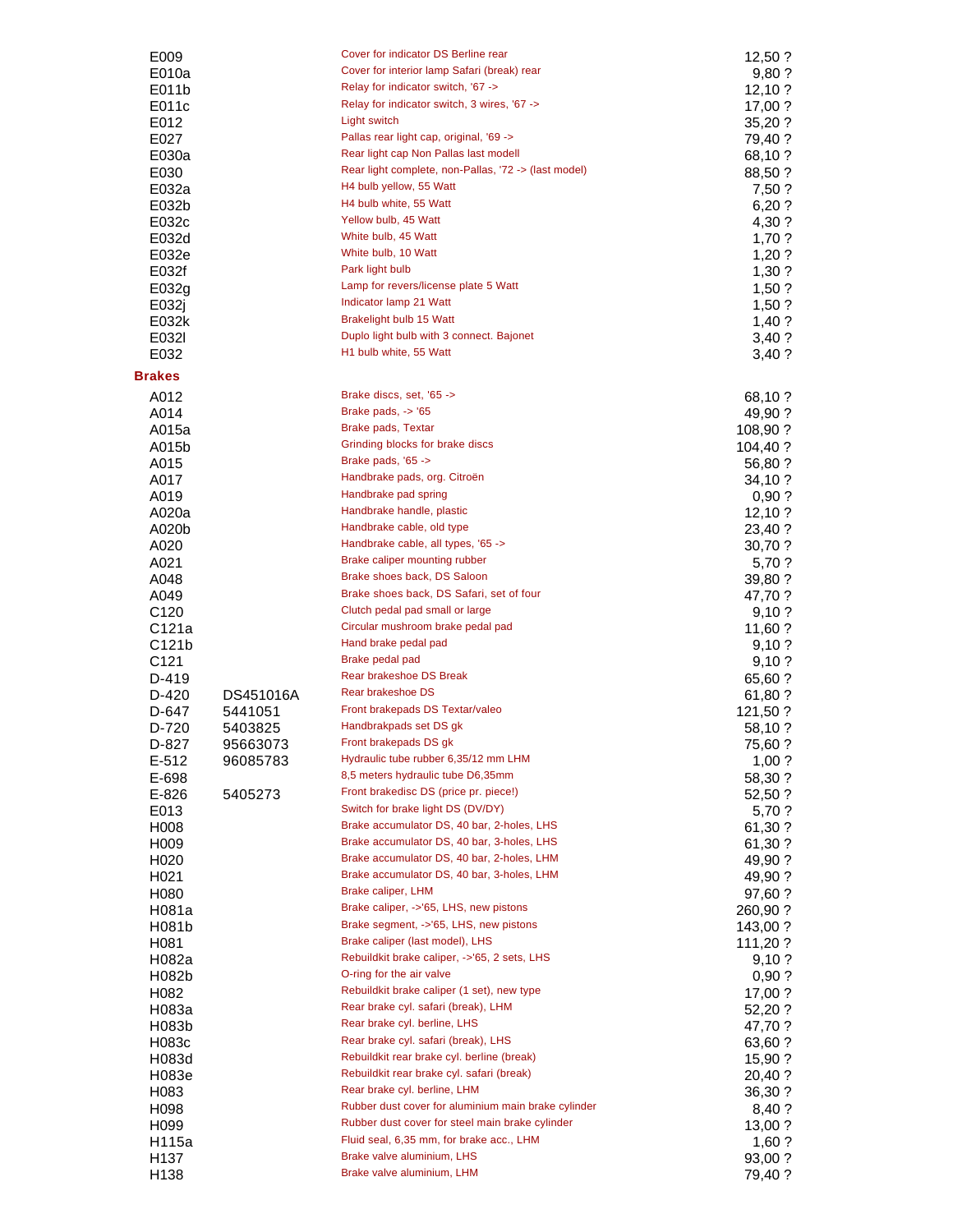| | | | |
|---|---|---|---|
| E009 | | Cover for indicator DS Berline rear | 12,50 ? |
| E010a | | Cover for interior lamp Safari (break) rear | 9,80 ? |
| E011b | | Relay for indicator switch, '67 -> | 12,10 ? |
| E011c | | Relay for indicator switch, 3 wires, '67 -> | 17,00 ? |
| E012 | | Light switch | 35,20 ? |
| E027 | | Pallas rear light cap, original, '69 -> | 79,40 ? |
| E030a | | Rear light cap Non Pallas last modell | 68,10 ? |
| E030 | | Rear light complete, non-Pallas, '72 -> (last model) | 88,50 ? |
| E032a | | H4 bulb yellow, 55 Watt | 7,50 ? |
| E032b | | H4 bulb white, 55 Watt | 6,20 ? |
| E032c | | Yellow bulb, 45 Watt | 4,30 ? |
| E032d | | White bulb, 45 Watt | 1,70 ? |
| E032e | | White bulb, 10 Watt | 1,20 ? |
| E032f | | Park light bulb | 1,30 ? |
| E032g | | Lamp for revers/license plate 5 Watt | 1,50 ? |
| E032j | | Indicator lamp 21 Watt | 1,50 ? |
| E032k | | Brakelight bulb 15 Watt | 1,40 ? |
| E032l | | Duplo light bulb with 3 connect. Bajonet | 3,40 ? |
| E032 | | H1 bulb white, 55 Watt | 3,40 ? |

## Brakes

| | | | |
|---|---|---|---|
| A012 | | Brake discs, set, '65 -> | 68,10 ? |
| A014 | | Brake pads, -> '65 | 49,90 ? |
| A015a | | Brake pads, Textar | 108,90 ? |
| A015b | | Grinding blocks for brake discs | 104,40 ? |
| A015 | | Brake pads, '65 -> | 56,80 ? |
| A017 | | Handbrake pads, org. Citroën | 34,10 ? |
| A019 | | Handbrake pad spring | 0,90 ? |
| A020a | | Handbrake handle, plastic | 12,10 ? |
| A020b | | Handbrake cable, old type | 23,40 ? |
| A020 | | Handbrake cable, all types, '65 -> | 30,70 ? |
| A021 | | Brake caliper mounting rubber | 5,70 ? |
| A048 | | Brake shoes back, DS Saloon | 39,80 ? |
| A049 | | Brake shoes back, DS Safari, set of four | 47,70 ? |
| C120 | | Clutch pedal pad small or large | 9,10 ? |
| C121a | | Circular mushroom brake pedal pad | 11,60 ? |
| C121b | | Hand brake pedal pad | 9,10 ? |
| C121 | | Brake pedal pad | 9,10 ? |
| D-419 | | Rear brakeshoe DS Break | 65,60 ? |
| D-420 | DS451016A | Rear brakeshoe DS | 61,80 ? |
| D-647 | 5441051 | Front brakepads DS Textar/valeo | 121,50 ? |
| D-720 | 5403825 | Handbrakpads set DS gk | 58,10 ? |
| D-827 | 95663073 | Front brakepads DS gk | 75,60 ? |
| E-512 | 96085783 | Hydraulic tube rubber 6,35/12 mm LHM | 1,00 ? |
| E-698 | | 8,5 meters hydraulic tube D6,35mm | 58,30 ? |
| E-826 | 5405273 | Front brakedisc DS (price pr. piece!) | 52,50 ? |
| E013 | | Switch for brake light DS (DV/DY) | 5,70 ? |
| H008 | | Brake accumulator DS, 40 bar, 2-holes, LHS | 61,30 ? |
| H009 | | Brake accumulator DS, 40 bar, 3-holes, LHS | 61,30 ? |
| H020 | | Brake accumulator DS, 40 bar, 2-holes, LHM | 49,90 ? |
| H021 | | Brake accumulator DS, 40 bar, 3-holes, LHM | 49,90 ? |
| H080 | | Brake caliper, LHM | 97,60 ? |
| H081a | | Brake caliper, ->'65, LHS, new pistons | 260,90 ? |
| H081b | | Brake segment, ->'65, LHS, new pistons | 143,00 ? |
| H081 | | Brake caliper (last model), LHS | 111,20 ? |
| H082a | | Rebuildkit brake caliper, ->'65, 2 sets, LHS | 9,10 ? |
| H082b | | O-ring for the air valve | 0,90 ? |
| H082 | | Rebuildkit brake caliper (1 set), new type | 17,00 ? |
| H083a | | Rear brake cyl. safari (break), LHM | 52,20 ? |
| H083b | | Rear brake cyl. berline, LHS | 47,70 ? |
| H083c | | Rear brake cyl. safari (break), LHS | 63,60 ? |
| H083d | | Rebuildkit rear brake cyl. berline (break) | 15,90 ? |
| H083e | | Rebuildkit rear brake cyl. safari (break) | 20,40 ? |
| H083 | | Rear brake cyl. berline, LHM | 36,30 ? |
| H098 | | Rubber dust cover for aluminium main brake cylinder | 8,40 ? |
| H099 | | Rubber dust cover for steel main brake cylinder | 13,00 ? |
| H115a | | Fluid seal, 6,35 mm, for brake acc., LHM | 1,60 ? |
| H137 | | Brake valve aluminium, LHS | 93,00 ? |
| H138 | | Brake valve aluminium, LHM | 79,40 ? |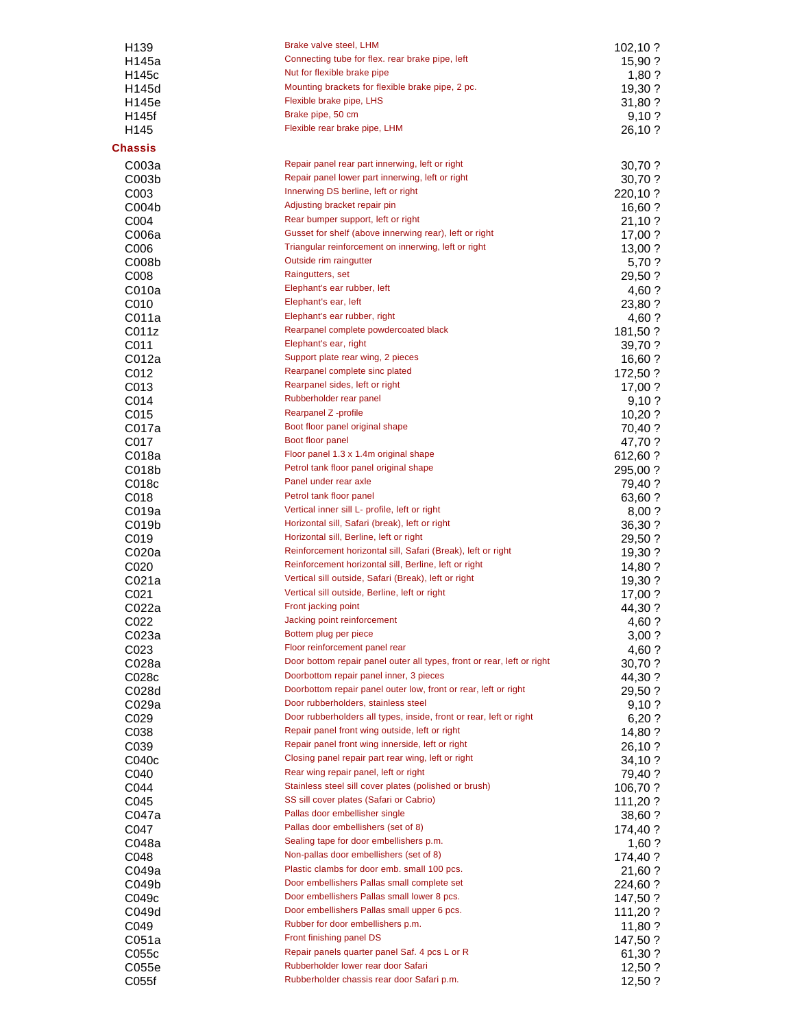| | | |
|---|---|---|
| H139 | Brake valve steel, LHM | 102,10 ? |
| H145a | Connecting tube for flex. rear brake pipe, left | 15,90 ? |
| H145c | Nut for flexible brake pipe | 1,80 ? |
| H145d | Mounting brackets for flexible brake pipe, 2 pc. | 19,30 ? |
| H145e | Flexible brake pipe, LHS | 31,80 ? |
| H145f | Brake pipe, 50 cm | 9,10 ? |
| H145 | Flexible rear brake pipe, LHM | 26,10 ? |

## Chassis

| | | |
|---|---|---|
| C003a | Repair panel rear part innerwing, left or right | 30,70 ? |
| C003b | Repair panel lower part innerwing, left or right | 30,70 ? |
| C003 | Innerwing DS berline, left or right | 220,10 ? |
| C004b | Adjusting bracket repair pin | 16,60 ? |
| C004 | Rear bumper support, left or right | 21,10 ? |
| C006a | Gusset for shelf (above innerwing rear), left or right | 17,00 ? |
| C006 | Triangular reinforcement on innerwing, left or right | 13,00 ? |
| C008b | Outside rim raingutter | 5,70 ? |
| C008 | Raingutters, set | 29,50 ? |
| C010a | Elephant's ear rubber, left | 4,60 ? |
| C010 | Elephant's ear, left | 23,80 ? |
| C011a | Elephant's ear rubber, right | 4,60 ? |
| C011z | Rearpanel complete powdercoated black | 181,50 ? |
| C011 | Elephant's ear, right | 39,70 ? |
| C012a | Support plate rear wing, 2 pieces | 16,60 ? |
| C012 | Rearpanel complete sinc plated | 172,50 ? |
| C013 | Rearpanel sides, left or right | 17,00 ? |
| C014 | Rubberholder rear panel | 9,10 ? |
| C015 | Rearpanel Z -profile | 10,20 ? |
| C017a | Boot floor panel original shape | 70,40 ? |
| C017 | Boot floor panel | 47,70 ? |
| C018a | Floor panel 1.3 x 1.4m original shape | 612,60 ? |
| C018b | Petrol tank floor panel original shape | 295,00 ? |
| C018c | Panel under rear axle | 79,40 ? |
| C018 | Petrol tank floor panel | 63,60 ? |
| C019a | Vertical inner sill L- profile, left or right | 8,00 ? |
| C019b | Horizontal sill, Safari (break), left or right | 36,30 ? |
| C019 | Horizontal sill, Berline, left or right | 29,50 ? |
| C020a | Reinforcement horizontal sill, Safari (Break), left or right | 19,30 ? |
| C020 | Reinforcement horizontal sill, Berline, left or right | 14,80 ? |
| C021a | Vertical sill outside, Safari (Break), left or right | 19,30 ? |
| C021 | Vertical sill outside, Berline, left or right | 17,00 ? |
| C022a | Front jacking point | 44,30 ? |
| C022 | Jacking point reinforcement | 4,60 ? |
| C023a | Bottem plug per piece | 3,00 ? |
| C023 | Floor reinforcement panel rear | 4,60 ? |
| C028a | Door bottom repair panel outer all types, front or rear, left or right | 30,70 ? |
| C028c | Doorbottom repair panel inner, 3 pieces | 44,30 ? |
| C028d | Doorbottom repair panel outer low, front or rear, left or right | 29,50 ? |
| C029a | Door rubberholders, stainless steel | 9,10 ? |
| C029 | Door rubberholders all types, inside, front or rear, left or right | 6,20 ? |
| C038 | Repair panel front wing outside, left or right | 14,80 ? |
| C039 | Repair panel front wing innerside, left or right | 26,10 ? |
| C040c | Closing panel repair part rear wing, left or right | 34,10 ? |
| C040 | Rear wing repair panel, left or right | 79,40 ? |
| C044 | Stainless steel sill cover plates (polished or brush) | 106,70 ? |
| C045 | SS sill cover plates (Safari or Cabrio) | 111,20 ? |
| C047a | Pallas door embellisher single | 38,60 ? |
| C047 | Pallas door embellishers (set of 8) | 174,40 ? |
| C048a | Sealing tape for door embellishers p.m. | 1,60 ? |
| C048 | Non-pallas door embellishers (set of 8) | 174,40 ? |
| C049a | Plastic clambs for door emb. small 100 pcs. | 21,60 ? |
| C049b | Door embellishers Pallas small complete set | 224,60 ? |
| C049c | Door embellishers Pallas small lower 8 pcs. | 147,50 ? |
| C049d | Door embellishers Pallas small upper 6 pcs. | 111,20 ? |
| C049 | Rubber for door embellishers p.m. | 11,80 ? |
| C051a | Front finishing panel DS | 147,50 ? |
| C055c | Repair panels quarter panel Saf. 4 pcs L or R | 61,30 ? |
| C055e | Rubberholder lower rear door Safari | 12,50 ? |
| C055f | Rubberholder chassis rear door Safari p.m. | 12,50 ? |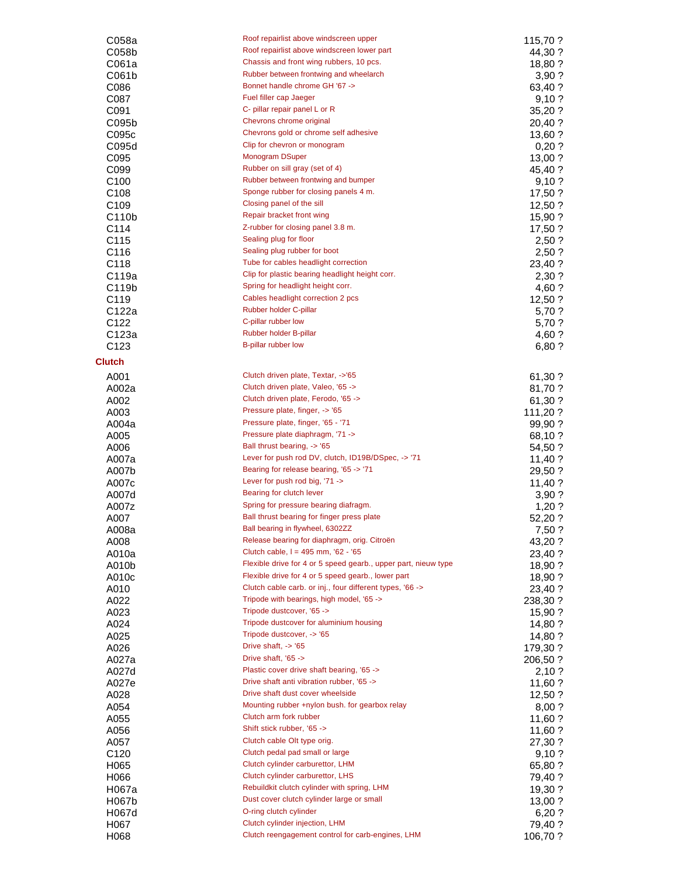| | | |
|---|---|---|
| C058a | Roof repairlist above windscreen upper | 115,70 ? |
| C058b | Roof repairlist above windscreen lower part | 44,30 ? |
| C061a | Chassis and front wing rubbers, 10 pcs. | 18,80 ? |
| C061b | Rubber between frontwing and wheelarch | 3,90 ? |
| C086 | Bonnet handle chrome GH '67 -> | 63,40 ? |
| C087 | Fuel filler cap Jaeger | 9,10 ? |
| C091 | C- pillar repair panel L or R | 35,20 ? |
| C095b | Chevrons chrome original | 20,40 ? |
| C095c | Chevrons gold or chrome self adhesive | 13,60 ? |
| C095d | Clip for chevron or monogram | 0,20 ? |
| C095 | Monogram DSuper | 13,00 ? |
| C099 | Rubber on sill gray (set of 4) | 45,40 ? |
| C100 | Rubber between frontwing and bumper | 9,10 ? |
| C108 | Sponge rubber for closing panels 4 m. | 17,50 ? |
| C109 | Closing panel of the sill | 12,50 ? |
| C110b | Repair bracket front wing | 15,90 ? |
| C114 | Z-rubber for closing panel 3.8 m. | 17,50 ? |
| C115 | Sealing plug for floor | 2,50 ? |
| C116 | Sealing plug rubber for boot | 2,50 ? |
| C118 | Tube for cables headlight correction | 23,40 ? |
| C119a | Clip for plastic bearing headlight height corr. | 2,30 ? |
| C119b | Spring for headlight height corr. | 4,60 ? |
| C119 | Cables headlight correction 2 pcs | 12,50 ? |
| C122a | Rubber holder C-pillar | 5,70 ? |
| C122 | C-pillar rubber low | 5,70 ? |
| C123a | Rubber holder B-pillar | 4,60 ? |
| C123 | B-pillar rubber low | 6,80 ? |

## Clutch

| | | |
|---|---|---|
| A001 | Clutch driven plate, Textar, ->'65 | 61,30 ? |
| A002a | Clutch driven plate, Valeo, '65 -> | 81,70 ? |
| A002 | Clutch driven plate, Ferodo, '65 -> | 61,30 ? |
| A003 | Pressure plate, finger, -> '65 | 111,20 ? |
| A004a | Pressure plate, finger, '65 - '71 | 99,90 ? |
| A005 | Pressure plate diaphragm, '71 -> | 68,10 ? |
| A006 | Ball thrust bearing, -> '65 | 54,50 ? |
| A007a | Lever for push rod DV, clutch, ID19B/DSpec, -> '71 | 11,40 ? |
| A007b | Bearing for release bearing, '65 -> '71 | 29,50 ? |
| A007c | Lever for push rod big, '71 -> | 11,40 ? |
| A007d | Bearing for clutch lever | 3,90 ? |
| A007z | Spring for pressure bearing diafragm. | 1,20 ? |
| A007 | Ball thrust bearing for finger press plate | 52,20 ? |
| A008a | Ball bearing in flywheel, 6302ZZ | 7,50 ? |
| A008 | Release bearing for diaphragm, orig. Citroën | 43,20 ? |
| A010a | Clutch cable, l = 495 mm, '62 - '65 | 23,40 ? |
| A010b | Flexible drive for 4 or 5 speed gearb., upper part, nieuw type | 18,90 ? |
| A010c | Flexible drive for 4 or 5 speed gearb., lower part | 18,90 ? |
| A010 | Clutch cable carb. or inj., four different types, '66 -> | 23,40 ? |
| A022 | Tripode with bearings, high model, '65 -> | 238,30 ? |
| A023 | Tripode dustcover, '65 -> | 15,90 ? |
| A024 | Tripode dustcover for aluminium housing | 14,80 ? |
| A025 | Tripode dustcover, -> '65 | 14,80 ? |
| A026 | Drive shaft, -> '65 | 179,30 ? |
| A027a | Drive shaft, '65 -> | 206,50 ? |
| A027d | Plastic cover drive shaft bearing, '65 -> | 2,10 ? |
| A027e | Drive shaft anti vibration rubber, '65 -> | 11,60 ? |
| A028 | Drive shaft dust cover wheelside | 12,50 ? |
| A054 | Mounting rubber +nylon bush. for gearbox relay | 8,00 ? |
| A055 | Clutch arm fork rubber | 11,60 ? |
| A056 | Shift stick rubber, '65 -> | 11,60 ? |
| A057 | Clutch cable Olt type orig. | 27,30 ? |
| C120 | Clutch pedal pad small or large | 9,10 ? |
| H065 | Clutch cylinder carburettor, LHM | 65,80 ? |
| H066 | Clutch cylinder carburettor, LHS | 79,40 ? |
| H067a | Rebuildkit clutch cylinder with spring, LHM | 19,30 ? |
| H067b | Dust cover clutch cylinder large or small | 13,00 ? |
| H067d | O-ring clutch cylinder | 6,20 ? |
| H067 | Clutch cylinder injection, LHM | 79,40 ? |
| H068 | Clutch reengagement control for carb-engines, LHM | 106,70 ? |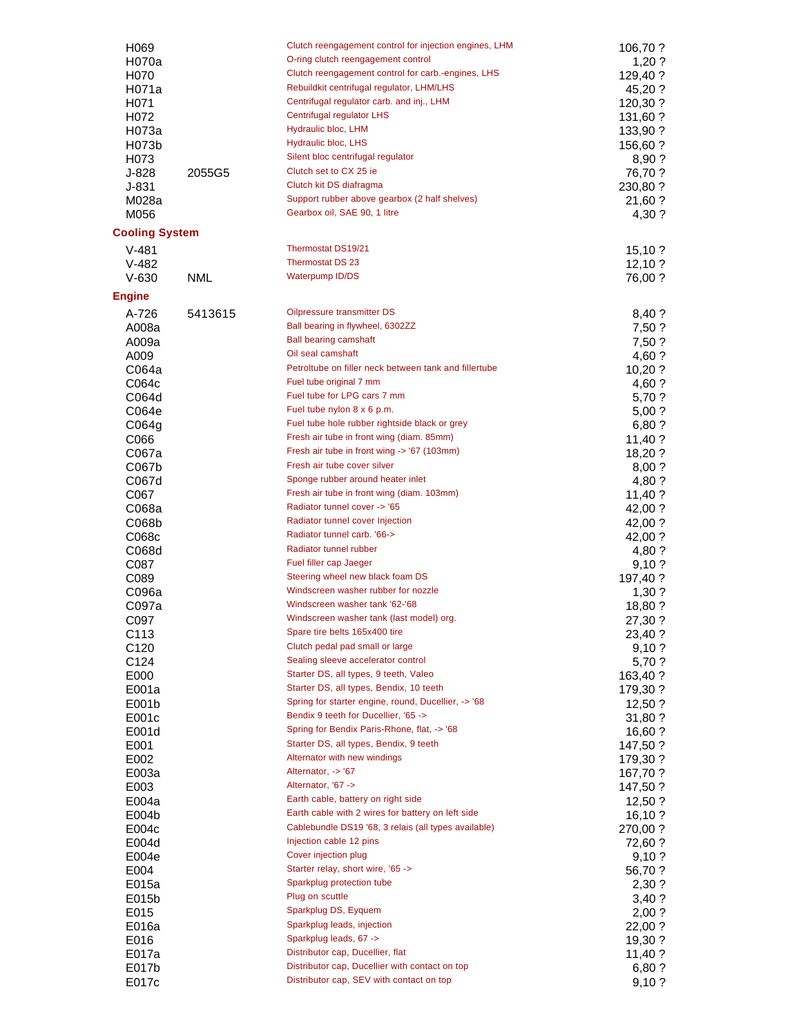| | | | |
|---|---|---|---|
| H069 | | Clutch reengagement control for injection engines, LHM | 106,70 ? |
| H070a | | O-ring clutch reengagement control | 1,20 ? |
| H070 | | Clutch reengagement control for carb.-engines, LHS | 129,40 ? |
| H071a | | Rebuildkit centrifugal regulator, LHM/LHS | 45,20 ? |
| H071 | | Centrifugal regulator carb. and inj., LHM | 120,30 ? |
| H072 | | Centrifugal regulator LHS | 131,60 ? |
| H073a | | Hydraulic bloc, LHM | 133,90 ? |
| H073b | | Hydraulic bloc, LHS | 156,60 ? |
| H073 | | Silent bloc centrifugal regulator | 8,90 ? |
| J-828 | 2055G5 | Clutch set to CX 25 ie | 76,70 ? |
| J-831 | | Clutch kit DS diafragma | 230,80 ? |
| M028a | | Support rubber above gearbox (2 half shelves) | 21,60 ? |
| M056 | | Gearbox oil, SAE 90, 1 litre | 4,30 ? |

## Cooling System

| | | | |
|---|---|---|---|
| V-481 | | Thermostat DS19/21 | 15,10 ? |
| V-482 | | Thermostat DS 23 | 12,10 ? |
| V-630 | NML | Waterpump ID/DS | 76,00 ? |

## Engine

| | | | |
|---|---|---|---|
| A-726 | 5413615 | Oilpressure transmitter DS | 8,40 ? |
| A008a | | Ball bearing in flywheel, 6302ZZ | 7,50 ? |
| A009a | | Ball bearing camshaft | 7,50 ? |
| A009 | | Oil seal camshaft | 4,60 ? |
| C064a | | Petroltube on filler neck between tank and fillertube | 10,20 ? |
| C064c | | Fuel tube original 7 mm | 4,60 ? |
| C064d | | Fuel tube for LPG cars 7 mm | 5,70 ? |
| C064e | | Fuel tube nylon 8 x 6 p.m. | 5,00 ? |
| C064g | | Fuel tube hole rubber rightside black or grey | 6,80 ? |
| C066 | | Fresh air tube in front wing (diam. 85mm) | 11,40 ? |
| C067a | | Fresh air tube in front wing -> '67 (103mm) | 18,20 ? |
| C067b | | Fresh air tube cover silver | 8,00 ? |
| C067d | | Sponge rubber around heater inlet | 4,80 ? |
| C067 | | Fresh air tube in front wing (diam. 103mm) | 11,40 ? |
| C068a | | Radiator tunnel cover -> '65 | 42,00 ? |
| C068b | | Radiator tunnel cover Injection | 42,00 ? |
| C068c | | Radiator tunnel carb. '66-> | 42,00 ? |
| C068d | | Radiator tunnel rubber | 4,80 ? |
| C087 | | Fuel filler cap Jaeger | 9,10 ? |
| C089 | | Steering wheel new black foam DS | 197,40 ? |
| C096a | | Windscreen washer rubber for nozzle | 1,30 ? |
| C097a | | Windscreen washer tank '62-'68 | 18,80 ? |
| C097 | | Windscreen washer tank (last model) org. | 27,30 ? |
| C113 | | Spare tire belts 165x400 tire | 23,40 ? |
| C120 | | Clutch pedal pad small or large | 9,10 ? |
| C124 | | Sealing sleeve accelerator control | 5,70 ? |
| E000 | | Starter DS, all types, 9 teeth, Valeo | 163,40 ? |
| E001a | | Starter DS, all types, Bendix, 10 teeth | 179,30 ? |
| E001b | | Spring for starter engine, round, Ducellier, -> '68 | 12,50 ? |
| E001c | | Bendix 9 teeth for Ducellier, '65 -> | 31,80 ? |
| E001d | | Spring for Bendix Paris-Rhone, flat, -> '68 | 16,60 ? |
| E001 | | Starter DS, all types, Bendix, 9 teeth | 147,50 ? |
| E002 | | Alternator with new windings | 179,30 ? |
| E003a | | Alternator, -> '67 | 167,70 ? |
| E003 | | Alternator, '67 -> | 147,50 ? |
| E004a | | Earth cable, battery on right side | 12,50 ? |
| E004b | | Earth cable with 2 wires for battery on left side | 16,10 ? |
| E004c | | Cablebundle DS19 '68, 3 relais (all types available) | 270,00 ? |
| E004d | | Injection cable 12 pins | 72,60 ? |
| E004e | | Cover injection plug | 9,10 ? |
| E004 | | Starter relay, short wire, '65 -> | 56,70 ? |
| E015a | | Sparkplug protection tube | 2,30 ? |
| E015b | | Plug on scuttle | 3,40 ? |
| E015 | | Sparkplug DS, Eyquem | 2,00 ? |
| E016a | | Sparkplug leads, injection | 22,00 ? |
| E016 | | Sparkplug leads, 67 -> | 19,30 ? |
| E017a | | Distributor cap, Ducellier, flat | 11,40 ? |
| E017b | | Distributor cap, Ducellier with contact on top | 6,80 ? |
| E017c | | Distributor cap, SEV with contact on top | 9,10 ? |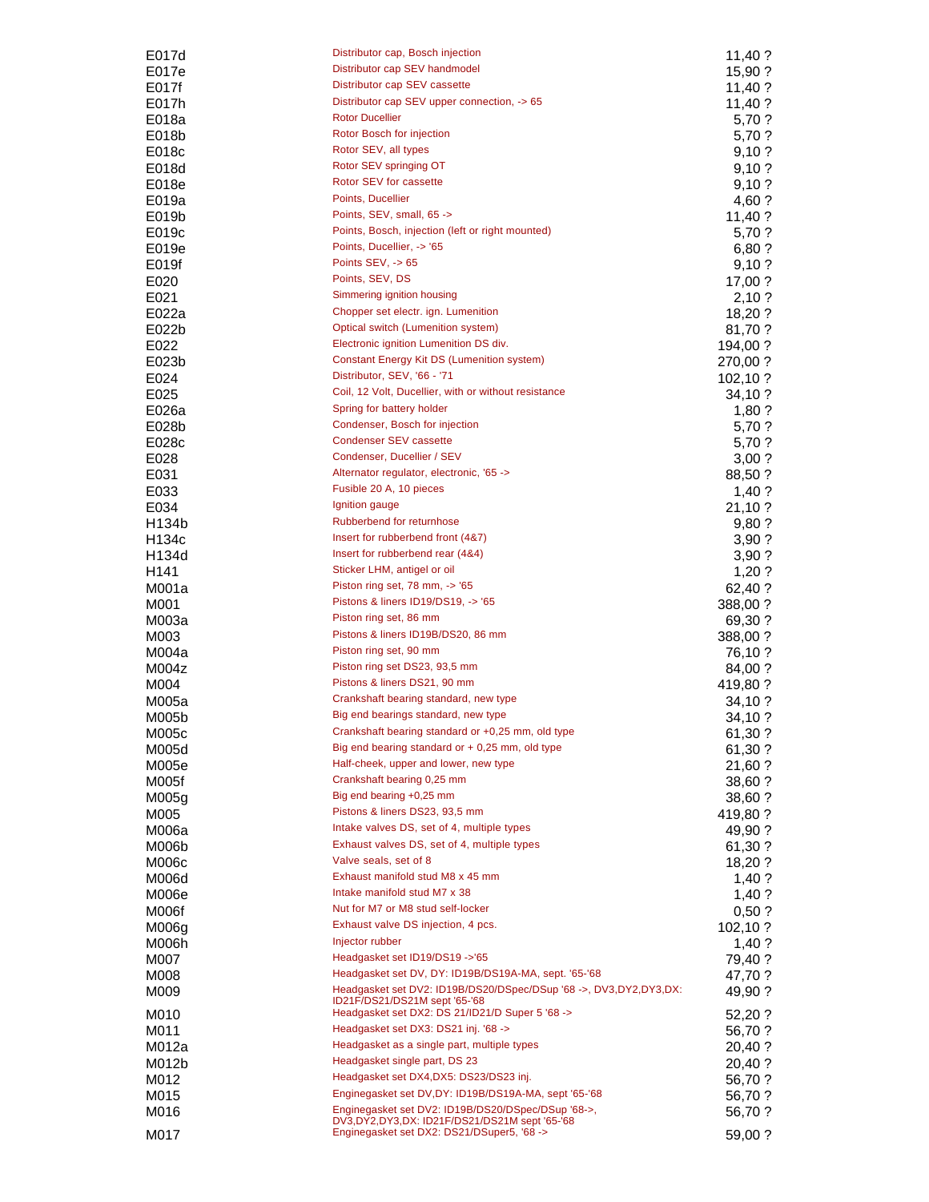| | | |
|---|---|---|
| E017d | Distributor cap, Bosch injection | 11,40 ? |
| E017e | Distributor cap SEV handmodel | 15,90 ? |
| E017f | Distributor cap SEV cassette | 11,40 ? |
| E017h | Distributor cap SEV upper connection, -> 65 | 11,40 ? |
| E018a | Rotor Ducellier | 5,70 ? |
| E018b | Rotor Bosch for injection | 5,70 ? |
| E018c | Rotor SEV, all types | 9,10 ? |
| E018d | Rotor SEV springing OT | 9,10 ? |
| E018e | Rotor SEV for cassette | 9,10 ? |
| E019a | Points, Ducellier | 4,60 ? |
| E019b | Points, SEV, small, 65 -> | 11,40 ? |
| E019c | Points, Bosch, injection (left or right mounted) | 5,70 ? |
| E019e | Points, Ducellier, -> '65 | 6,80 ? |
| E019f | Points SEV, -> 65 | 9,10 ? |
| E020 | Points, SEV, DS | 17,00 ? |
| E021 | Simmering ignition housing | 2,10 ? |
| E022a | Chopper set electr. ign. Lumenition | 18,20 ? |
| E022b | Optical switch (Lumenition system) | 81,70 ? |
| E022 | Electronic ignition Lumenition DS div. | 194,00 ? |
| E023b | Constant Energy Kit DS (Lumenition system) | 270,00 ? |
| E024 | Distributor, SEV, '66 - '71 | 102,10 ? |
| E025 | Coil, 12 Volt, Ducellier, with or without resistance | 34,10 ? |
| E026a | Spring for battery holder | 1,80 ? |
| E028b | Condenser, Bosch for injection | 5,70 ? |
| E028c | Condenser SEV cassette | 5,70 ? |
| E028 | Condenser, Ducellier / SEV | 3,00 ? |
| E031 | Alternator regulator, electronic, '65 -> | 88,50 ? |
| E033 | Fusible 20 A, 10 pieces | 1,40 ? |
| E034 | Ignition gauge | 21,10 ? |
| H134b | Rubberbend for returnhose | 9,80 ? |
| H134c | Insert for rubberbend front (4&7) | 3,90 ? |
| H134d | Insert for rubberbend rear (4&4) | 3,90 ? |
| H141 | Sticker LHM, antigel or oil | 1,20 ? |
| M001a | Piston ring set, 78 mm, -> '65 | 62,40 ? |
| M001 | Pistons & liners ID19/DS19, -> '65 | 388,00 ? |
| M003a | Piston ring set, 86 mm | 69,30 ? |
| M003 | Pistons & liners ID19B/DS20, 86 mm | 388,00 ? |
| M004a | Piston ring set, 90 mm | 76,10 ? |
| M004z | Piston ring set DS23, 93,5 mm | 84,00 ? |
| M004 | Pistons & liners DS21, 90 mm | 419,80 ? |
| M005a | Crankshaft bearing standard, new type | 34,10 ? |
| M005b | Big end bearings standard, new type | 34,10 ? |
| M005c | Crankshaft bearing standard or +0,25 mm, old type | 61,30 ? |
| M005d | Big end bearing standard or + 0,25 mm, old type | 61,30 ? |
| M005e | Half-cheek, upper and lower, new type | 21,60 ? |
| M005f | Crankshaft bearing 0,25 mm | 38,60 ? |
| M005g | Big end bearing +0,25 mm | 38,60 ? |
| M005 | Pistons & liners DS23, 93,5 mm | 419,80 ? |
| M006a | Intake valves DS, set of 4, multiple types | 49,90 ? |
| M006b | Exhaust valves DS, set of 4, multiple types | 61,30 ? |
| M006c | Valve seals, set of 8 | 18,20 ? |
| M006d | Exhaust manifold stud M8 x 45 mm | 1,40 ? |
| M006e | Intake manifold stud M7 x 38 | 1,40 ? |
| M006f | Nut for M7 or M8 stud self-locker | 0,50 ? |
| M006g | Exhaust valve DS injection, 4 pcs. | 102,10 ? |
| M006h | Injector rubber | 1,40 ? |
| M007 | Headgasket set ID19/DS19 ->'65 | 79,40 ? |
| M008 | Headgasket set DV, DY: ID19B/DS19A-MA, sept. '65-'68 | 47,70 ? |
| M009 | Headgasket set DV2: ID19B/DS20/DSpec/DSup '68 ->, DV3,DY2,DY3,DX: ID21F/DS21/DS21M sept '65-'68 | 49,90 ? |
| M010 | Headgasket set DX2: DS 21/ID21/D Super 5 '68 -> | 52,20 ? |
| M011 | Headgasket set DX3: DS21 inj. '68 -> | 56,70 ? |
| M012a | Headgasket as a single part, multiple types | 20,40 ? |
| M012b | Headgasket single part, DS 23 | 20,40 ? |
| M012 | Headgasket set DX4,DX5: DS23/DS23 inj. | 56,70 ? |
| M015 | Enginegasket set DV,DY: ID19B/DS19A-MA, sept '65-'68 | 56,70 ? |
| M016 | Enginegasket set DV2: ID19B/DS20/DSpec/DSup '68->, DV3,DY2,DY3,DX: ID21F/DS21/DS21M sept '65-'68 | 56,70 ? |
| M017 | Enginegasket set DX2: DS21/DSuper5, '68 -> | 59,00 ? |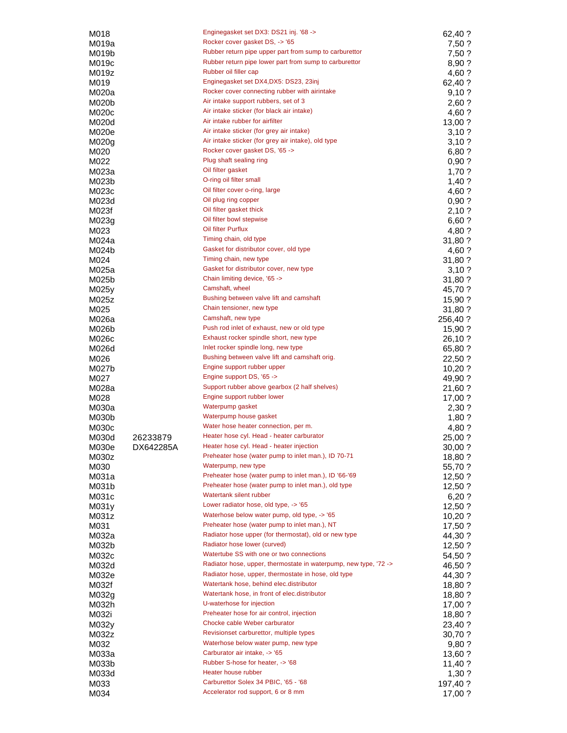| | | | |
|---|---|---|---|
| M018 | | Enginegasket set DX3: DS21 inj. '68 -> | 62,40 ? |
| M019a | | Rocker cover gasket DS, -> '65 | 7,50 ? |
| M019b | | Rubber return pipe upper part from sump to carburettor | 7,50 ? |
| M019c | | Rubber return pipe lower part from sump to carburettor | 8,90 ? |
| M019z | | Rubber oil filler cap | 4,60 ? |
| M019 | | Enginegasket set DX4,DX5: DS23, 23inj | 62,40 ? |
| M020a | | Rocker cover connecting rubber with airintake | 9,10 ? |
| M020b | | Air intake support rubbers, set of 3 | 2,60 ? |
| M020c | | Air intake sticker (for black air intake) | 4,60 ? |
| M020d | | Air intake rubber for airfilter | 13,00 ? |
| M020e | | Air intake sticker (for grey air intake) | 3,10 ? |
| M020g | | Air intake sticker (for grey air intake), old type | 3,10 ? |
| M020 | | Rocker cover gasket DS, '65 -> | 6,80 ? |
| M022 | | Plug shaft sealing ring | 0,90 ? |
| M023a | | Oil filter gasket | 1,70 ? |
| M023b | | O-ring oil filter small | 1,40 ? |
| M023c | | Oil filter cover o-ring, large | 4,60 ? |
| M023d | | Oil plug ring copper | 0,90 ? |
| M023f | | Oil filter gasket thick | 2,10 ? |
| M023g | | Oil filter bowl stepwise | 6,60 ? |
| M023 | | Oil filter Purflux | 4,80 ? |
| M024a | | Timing chain, old type | 31,80 ? |
| M024b | | Gasket for distributor cover, old type | 4,60 ? |
| M024 | | Timing chain, new type | 31,80 ? |
| M025a | | Gasket for distributor cover, new type | 3,10 ? |
| M025b | | Chain limiting device, '65 -> | 31,80 ? |
| M025y | | Camshaft, wheel | 45,70 ? |
| M025z | | Bushing between valve lift and camshaft | 15,90 ? |
| M025 | | Chain tensioner, new type | 31,80 ? |
| M026a | | Camshaft, new type | 256,40 ? |
| M026b | | Push rod inlet of exhaust, new or old type | 15,90 ? |
| M026c | | Exhaust rocker spindle short, new type | 26,10 ? |
| M026d | | Inlet rocker spindle long, new type | 65,80 ? |
| M026 | | Bushing between valve lift and camshaft orig. | 22,50 ? |
| M027b | | Engine support rubber upper | 10,20 ? |
| M027 | | Engine support DS, '65 -> | 49,90 ? |
| M028a | | Support rubber above gearbox (2 half shelves) | 21,60 ? |
| M028 | | Engine support rubber lower | 17,00 ? |
| M030a | | Waterpump gasket | 2,30 ? |
| M030b | | Waterpump house gasket | 1,80 ? |
| M030c | | Water hose heater connection, per m. | 4,80 ? |
| M030d | 26233879 | Heater hose cyl. Head - heater carburator | 25,00 ? |
| M030e | DX642285A | Heater hose cyl. Head - heater injection | 30,00 ? |
| M030z | | Preheater hose (water pump to inlet man.), ID 70-71 | 18,80 ? |
| M030 | | Waterpump, new type | 55,70 ? |
| M031a | | Preheater hose (water pump to inlet man.), ID '66-'69 | 12,50 ? |
| M031b | | Preheater hose (water pump to inlet man.), old type | 12,50 ? |
| M031c | | Watertank silent rubber | 6,20 ? |
| M031y | | Lower radiator hose, old type, -> '65 | 12,50 ? |
| M031z | | Waterhose below water pump, old type, -> '65 | 10,20 ? |
| M031 | | Preheater hose (water pump to inlet man.), NT | 17,50 ? |
| M032a | | Radiator hose upper (for thermostat), old or new type | 44,30 ? |
| M032b | | Radiator hose lower (curved) | 12,50 ? |
| M032c | | Watertube SS with one or two connections | 54,50 ? |
| M032d | | Radiator hose, upper, thermostate in waterpump, new type, '72 -> | 46,50 ? |
| M032e | | Radiator hose, upper, thermostate in hose, old type | 44,30 ? |
| M032f | | Watertank hose, behind elec.distributor | 18,80 ? |
| M032g | | Watertank hose, in front of elec.distributor | 18,80 ? |
| M032h | | U-waterhose for injection | 17,00 ? |
| M032i | | Preheater hose for air control, injection | 18,80 ? |
| M032y | | Chocke cable Weber carburator | 23,40 ? |
| M032z | | Revisionset carburettor, multiple types | 30,70 ? |
| M032 | | Waterhose below water pump, new type | 9,80 ? |
| M033a | | Carburator air intake, -> '65 | 13,60 ? |
| M033b | | Rubber S-hose for heater, -> '68 | 11,40 ? |
| M033d | | Heater house rubber | 1,30 ? |
| M033 | | Carburettor Solex 34 PBIC, '65 - '68 | 197,40 ? |
| M034 | | Accelerator rod support, 6 or 8 mm | 17,00 ? |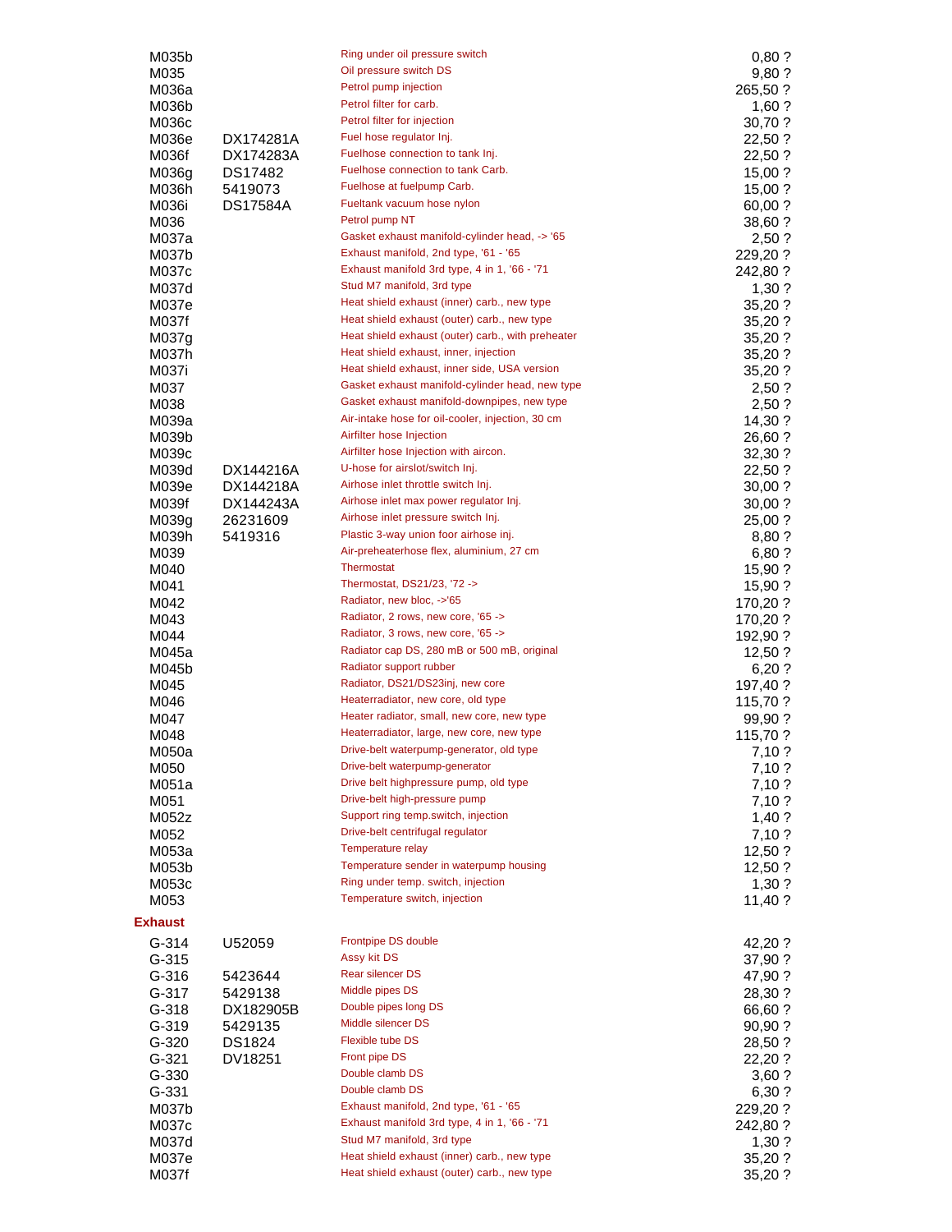| | | | |
|---|---|---|---|
| M035b | | Ring under oil pressure switch | 0,80 ? |
| M035 | | Oil pressure switch DS | 9,80 ? |
| M036a | | Petrol pump injection | 265,50 ? |
| M036b | | Petrol filter for carb. | 1,60 ? |
| M036c | | Petrol filter for injection | 30,70 ? |
| M036e | DX174281A | Fuel hose regulator Inj. | 22,50 ? |
| M036f | DX174283A | Fuelhose connection to tank Inj. | 22,50 ? |
| M036g | DS17482 | Fuelhose connection to tank Carb. | 15,00 ? |
| M036h | 5419073 | Fuelhose at fuelpump Carb. | 15,00 ? |
| M036i | DS17584A | Fueltank vacuum hose nylon | 60,00 ? |
| M036 | | Petrol pump NT | 38,60 ? |
| M037a | | Gasket exhaust manifold-cylinder head, -> '65 | 2,50 ? |
| M037b | | Exhaust manifold, 2nd type, '61 - '65 | 229,20 ? |
| M037c | | Exhaust manifold 3rd type, 4 in 1, '66 - '71 | 242,80 ? |
| M037d | | Stud M7 manifold, 3rd type | 1,30 ? |
| M037e | | Heat shield exhaust (inner) carb., new type | 35,20 ? |
| M037f | | Heat shield exhaust (outer) carb., new type | 35,20 ? |
| M037g | | Heat shield exhaust (outer) carb., with preheater | 35,20 ? |
| M037h | | Heat shield exhaust, inner, injection | 35,20 ? |
| M037i | | Heat shield exhaust, inner side, USA version | 35,20 ? |
| M037 | | Gasket exhaust manifold-cylinder head, new type | 2,50 ? |
| M038 | | Gasket exhaust manifold-downpipes, new type | 2,50 ? |
| M039a | | Air-intake hose for oil-cooler, injection, 30 cm | 14,30 ? |
| M039b | | Airfilter hose Injection | 26,60 ? |
| M039c | | Airfilter hose Injection with aircon. | 32,30 ? |
| M039d | DX144216A | U-hose for airslot/switch Inj. | 22,50 ? |
| M039e | DX144218A | Airhose inlet throttle switch Inj. | 30,00 ? |
| M039f | DX144243A | Airhose inlet max power regulator Inj. | 30,00 ? |
| M039g | 26231609 | Airhose inlet pressure switch Inj. | 25,00 ? |
| M039h | 5419316 | Plastic 3-way union foor airhose inj. | 8,80 ? |
| M039 | | Air-preheaterhose flex, aluminium, 27 cm | 6,80 ? |
| M040 | | Thermostat | 15,90 ? |
| M041 | | Thermostat, DS21/23, '72 -> | 15,90 ? |
| M042 | | Radiator, new bloc, ->'65 | 170,20 ? |
| M043 | | Radiator, 2 rows, new core, '65 -> | 170,20 ? |
| M044 | | Radiator, 3 rows, new core, '65 -> | 192,90 ? |
| M045a | | Radiator cap DS, 280 mB or 500 mB, original | 12,50 ? |
| M045b | | Radiator support rubber | 6,20 ? |
| M045 | | Radiator, DS21/DS23inj, new core | 197,40 ? |
| M046 | | Heaterradiator, new core, old type | 115,70 ? |
| M047 | | Heater radiator, small, new core, new type | 99,90 ? |
| M048 | | Heaterradiator, large, new core, new type | 115,70 ? |
| M050a | | Drive-belt waterpump-generator, old type | 7,10 ? |
| M050 | | Drive-belt waterpump-generator | 7,10 ? |
| M051a | | Drive belt highpressure pump, old type | 7,10 ? |
| M051 | | Drive-belt high-pressure pump | 7,10 ? |
| M052z | | Support ring temp.switch, injection | 1,40 ? |
| M052 | | Drive-belt centrifugal regulator | 7,10 ? |
| M053a | | Temperature relay | 12,50 ? |
| M053b | | Temperature sender in waterpump housing | 12,50 ? |
| M053c | | Ring under temp. switch, injection | 1,30 ? |
| M053 | | Temperature switch, injection | 11,40 ? |

## Exhaust

| | | | |
|---|---|---|---|
| G-314 | U52059 | Frontpipe DS double | 42,20 ? |
| G-315 | | Assy kit DS | 37,90 ? |
| G-316 | 5423644 | Rear silencer DS | 47,90 ? |
| G-317 | 5429138 | Middle pipes DS | 28,30 ? |
| G-318 | DX182905B | Double pipes long DS | 66,60 ? |
| G-319 | 5429135 | Middle silencer DS | 90,90 ? |
| G-320 | DS1824 | Flexible tube DS | 28,50 ? |
| G-321 | DV18251 | Front pipe DS | 22,20 ? |
| G-330 | | Double clamb DS | 3,60 ? |
| G-331 | | Double clamb DS | 6,30 ? |
| M037b | | Exhaust manifold, 2nd type, '61 - '65 | 229,20 ? |
| M037c | | Exhaust manifold 3rd type, 4 in 1, '66 - '71 | 242,80 ? |
| M037d | | Stud M7 manifold, 3rd type | 1,30 ? |
| M037e | | Heat shield exhaust (inner) carb., new type | 35,20 ? |
| M037f | | Heat shield exhaust (outer) carb., new type | 35,20 ? |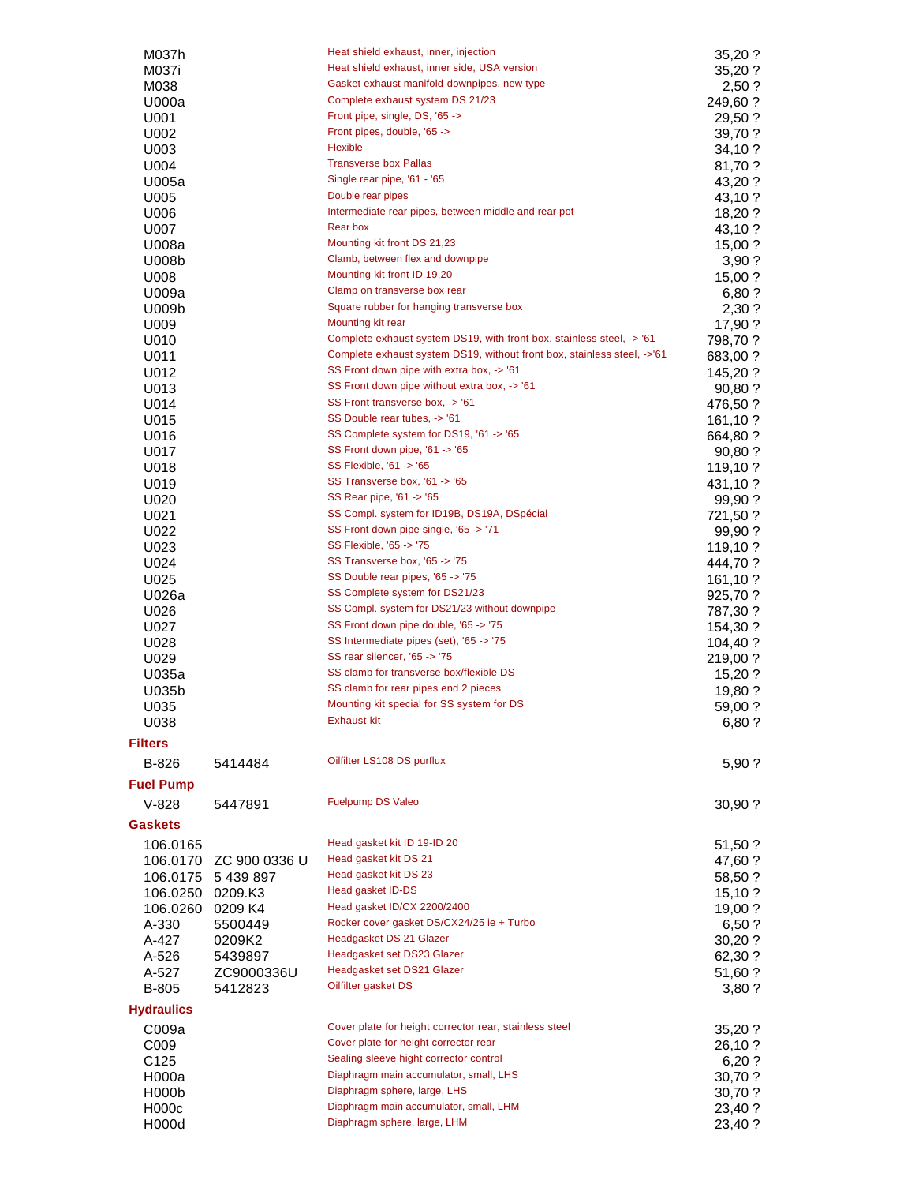| | | | |
|---|---|---|---|
| M037h | | Heat shield exhaust, inner, injection | 35,20 ? |
| M037i | | Heat shield exhaust, inner side, USA version | 35,20 ? |
| M038 | | Gasket exhaust manifold-downpipes, new type | 2,50 ? |
| U000a | | Complete exhaust system DS 21/23 | 249,60 ? |
| U001 | | Front pipe, single, DS, '65 -> | 29,50 ? |
| U002 | | Front pipes, double, '65 -> | 39,70 ? |
| U003 | | Flexible | 34,10 ? |
| U004 | | Transverse box Pallas | 81,70 ? |
| U005a | | Single rear pipe, '61 - '65 | 43,20 ? |
| U005 | | Double rear pipes | 43,10 ? |
| U006 | | Intermediate rear pipes, between middle and rear pot | 18,20 ? |
| U007 | | Rear box | 43,10 ? |
| U008a | | Mounting kit front DS 21,23 | 15,00 ? |
| U008b | | Clamb, between flex and downpipe | 3,90 ? |
| U008 | | Mounting kit front ID 19,20 | 15,00 ? |
| U009a | | Clamp on transverse box rear | 6,80 ? |
| U009b | | Square rubber for hanging transverse box | 2,30 ? |
| U009 | | Mounting kit rear | 17,90 ? |
| U010 | | Complete exhaust system DS19, with front box, stainless steel, -> '61 | 798,70 ? |
| U011 | | Complete exhaust system DS19, without front box, stainless steel, ->'61 | 683,00 ? |
| U012 | | SS Front down pipe with extra box, -> '61 | 145,20 ? |
| U013 | | SS Front down pipe without extra box, -> '61 | 90,80 ? |
| U014 | | SS Front transverse box, -> '61 | 476,50 ? |
| U015 | | SS Double rear tubes, -> '61 | 161,10 ? |
| U016 | | SS Complete system for DS19, '61 -> '65 | 664,80 ? |
| U017 | | SS Front down pipe, '61 -> '65 | 90,80 ? |
| U018 | | SS Flexible, '61 -> '65 | 119,10 ? |
| U019 | | SS Transverse box, '61 -> '65 | 431,10 ? |
| U020 | | SS Rear pipe, '61 -> '65 | 99,90 ? |
| U021 | | SS Compl. system for ID19B, DS19A, DSpécial | 721,50 ? |
| U022 | | SS Front down pipe single, '65 -> '71 | 99,90 ? |
| U023 | | SS Flexible, '65 -> '75 | 119,10 ? |
| U024 | | SS Transverse box, '65 -> '75 | 444,70 ? |
| U025 | | SS Double rear pipes, '65 -> '75 | 161,10 ? |
| U026a | | SS Complete system for DS21/23 | 925,70 ? |
| U026 | | SS Compl. system for DS21/23 without downpipe | 787,30 ? |
| U027 | | SS Front down pipe double, '65 -> '75 | 154,30 ? |
| U028 | | SS Intermediate pipes (set), '65 -> '75 | 104,40 ? |
| U029 | | SS rear silencer, '65 -> '75 | 219,00 ? |
| U035a | | SS clamb for transverse box/flexible DS | 15,20 ? |
| U035b | | SS clamb for rear pipes end 2 pieces | 19,80 ? |
| U035 | | Mounting kit special for SS system for DS | 59,00 ? |
| U038 | | Exhaust kit | 6,80 ? |

**Filters**

| | | | |
|---|---|---|---|
| B-826 | 5414484 | Oilfilter LS108 DS purflux | 5,90 ? |

**Fuel Pump**

| | | | |
|---|---|---|---|
| V-828 | 5447891 | Fuelpump DS Valeo | 30,90 ? |

**Gaskets**

| | | | |
|---|---|---|---|
| 106.0165 | | Head gasket kit ID 19-ID 20 | 51,50 ? |
| 106.0170 | ZC 900 0336 U | Head gasket kit DS 21 | 47,60 ? |
| 106.0175 | 5 439 897 | Head gasket kit DS 23 | 58,50 ? |
| 106.0250 | 0209.K3 | Head gasket ID-DS | 15,10 ? |
| 106.0260 | 0209 K4 | Head gasket ID/CX 2200/2400 | 19,00 ? |
| A-330 | 5500449 | Rocker cover gasket DS/CX24/25 ie + Turbo | 6,50 ? |
| A-427 | 0209K2 | Headgasket DS 21 Glazer | 30,20 ? |
| A-526 | 5439897 | Headgasket set DS23 Glazer | 62,30 ? |
| A-527 | ZC9000336U | Headgasket set DS21 Glazer | 51,60 ? |
| B-805 | 5412823 | Oilfilter gasket DS | 3,80 ? |

**Hydraulics**

| | | | |
|---|---|---|---|
| C009a | | Cover plate for height corrector rear, stainless steel | 35,20 ? |
| C009 | | Cover plate for height corrector rear | 26,10 ? |
| C125 | | Sealing sleeve hight corrector control | 6,20 ? |
| H000a | | Diaphragm main accumulator, small, LHS | 30,70 ? |
| H000b | | Diaphragm sphere, large, LHS | 30,70 ? |
| H000c | | Diaphragm main accumulator, small, LHM | 23,40 ? |
| H000d | | Diaphragm sphere, large, LHM | 23,40 ? |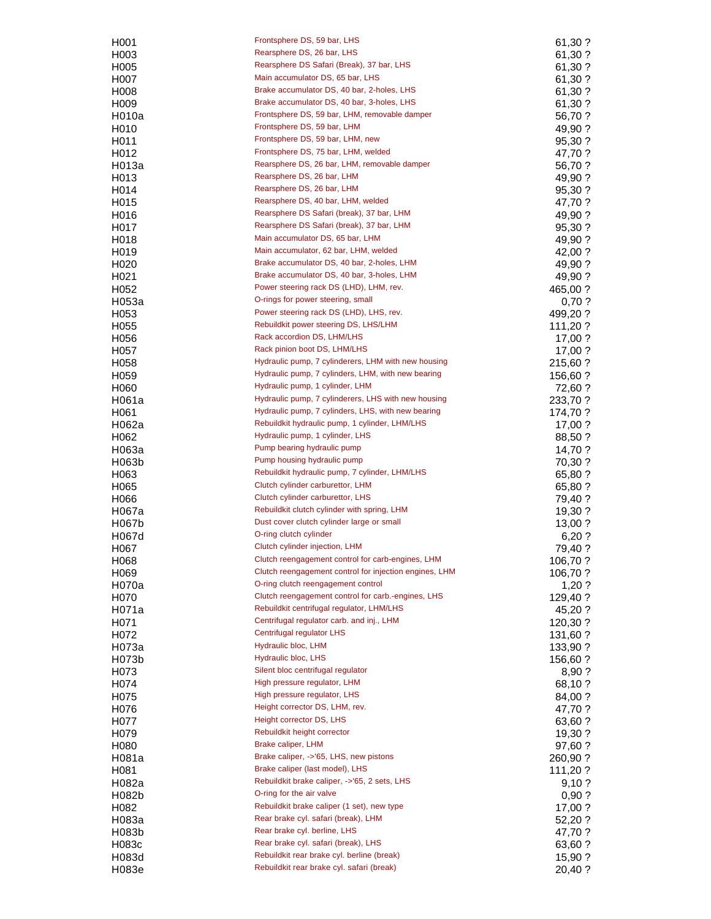| | | |
|---|---|---|
| H001 | Frontsphere DS, 59 bar, LHS | 61,30 ? |
| H003 | Rearsphere DS, 26 bar, LHS | 61,30 ? |
| H005 | Rearsphere DS Safari (Break), 37 bar, LHS | 61,30 ? |
| H007 | Main accumulator DS, 65 bar, LHS | 61,30 ? |
| H008 | Brake accumulator DS, 40 bar, 2-holes, LHS | 61,30 ? |
| H009 | Brake accumulator DS, 40 bar, 3-holes, LHS | 61,30 ? |
| H010a | Frontsphere DS, 59 bar, LHM, removable damper | 56,70 ? |
| H010 | Frontsphere DS, 59 bar, LHM | 49,90 ? |
| H011 | Frontsphere DS, 59 bar, LHM, new | 95,30 ? |
| H012 | Frontsphere DS, 75 bar, LHM, welded | 47,70 ? |
| H013a | Rearsphere DS, 26 bar, LHM, removable damper | 56,70 ? |
| H013 | Rearsphere DS, 26 bar, LHM | 49,90 ? |
| H014 | Rearsphere DS, 26 bar, LHM | 95,30 ? |
| H015 | Rearsphere DS, 40 bar, LHM, welded | 47,70 ? |
| H016 | Rearsphere DS Safari (break), 37 bar, LHM | 49,90 ? |
| H017 | Rearsphere DS Safari (break), 37 bar, LHM | 95,30 ? |
| H018 | Main accumulator DS, 65 bar, LHM | 49,90 ? |
| H019 | Main accumulator, 62 bar, LHM, welded | 42,00 ? |
| H020 | Brake accumulator DS, 40 bar, 2-holes, LHM | 49,90 ? |
| H021 | Brake accumulator DS, 40 bar, 3-holes, LHM | 49,90 ? |
| H052 | Power steering rack DS (LHD), LHM, rev. | 465,00 ? |
| H053a | O-rings for power steering, small | 0,70 ? |
| H053 | Power steering rack DS (LHD), LHS, rev. | 499,20 ? |
| H055 | Rebuildkit power steering DS, LHS/LHM | 111,20 ? |
| H056 | Rack accordion DS, LHM/LHS | 17,00 ? |
| H057 | Rack pinion boot DS, LHM/LHS | 17,00 ? |
| H058 | Hydraulic pump, 7 cylinderers, LHM with new housing | 215,60 ? |
| H059 | Hydraulic pump, 7 cylinders, LHM, with new bearing | 156,60 ? |
| H060 | Hydraulic pump, 1 cylinder, LHM | 72,60 ? |
| H061a | Hydraulic pump, 7 cylinderers, LHS with new housing | 233,70 ? |
| H061 | Hydraulic pump, 7 cylinders, LHS, with new bearing | 174,70 ? |
| H062a | Rebuildkit hydraulic pump, 1 cylinder, LHM/LHS | 17,00 ? |
| H062 | Hydraulic pump, 1 cylinder, LHS | 88,50 ? |
| H063a | Pump bearing hydraulic pump | 14,70 ? |
| H063b | Pump housing hydraulic pump | 70,30 ? |
| H063 | Rebuildkit hydraulic pump, 7 cylinder, LHM/LHS | 65,80 ? |
| H065 | Clutch cylinder carburettor, LHM | 65,80 ? |
| H066 | Clutch cylinder carburettor, LHS | 79,40 ? |
| H067a | Rebuildkit clutch cylinder with spring, LHM | 19,30 ? |
| H067b | Dust cover clutch cylinder large or small | 13,00 ? |
| H067d | O-ring clutch cylinder | 6,20 ? |
| H067 | Clutch cylinder injection, LHM | 79,40 ? |
| H068 | Clutch reengagement control for carb-engines, LHM | 106,70 ? |
| H069 | Clutch reengagement control for injection engines, LHM | 106,70 ? |
| H070a | O-ring clutch reengagement control | 1,20 ? |
| H070 | Clutch reengagement control for carb.-engines, LHS | 129,40 ? |
| H071a | Rebuildkit centrifugal regulator, LHM/LHS | 45,20 ? |
| H071 | Centrifugal regulator carb. and inj., LHM | 120,30 ? |
| H072 | Centrifugal regulator LHS | 131,60 ? |
| H073a | Hydraulic bloc, LHM | 133,90 ? |
| H073b | Hydraulic bloc, LHS | 156,60 ? |
| H073 | Silent bloc centrifugal regulator | 8,90 ? |
| H074 | High pressure regulator, LHM | 68,10 ? |
| H075 | High pressure regulator, LHS | 84,00 ? |
| H076 | Height corrector DS, LHM, rev. | 47,70 ? |
| H077 | Height corrector DS, LHS | 63,60 ? |
| H079 | Rebuildkit height corrector | 19,30 ? |
| H080 | Brake caliper, LHM | 97,60 ? |
| H081a | Brake caliper, ->'65, LHS, new pistons | 260,90 ? |
| H081 | Brake caliper (last model), LHS | 111,20 ? |
| H082a | Rebuildkit brake caliper, ->'65, 2 sets, LHS | 9,10 ? |
| H082b | O-ring for the air valve | 0,90 ? |
| H082 | Rebuildkit brake caliper (1 set), new type | 17,00 ? |
| H083a | Rear brake cyl. safari (break), LHM | 52,20 ? |
| H083b | Rear brake cyl. berline, LHS | 47,70 ? |
| H083c | Rear brake cyl. safari (break), LHS | 63,60 ? |
| H083d | Rebuildkit rear brake cyl. berline (break) | 15,90 ? |
| H083e | Rebuildkit rear brake cyl. safari (break) | 20,40 ? |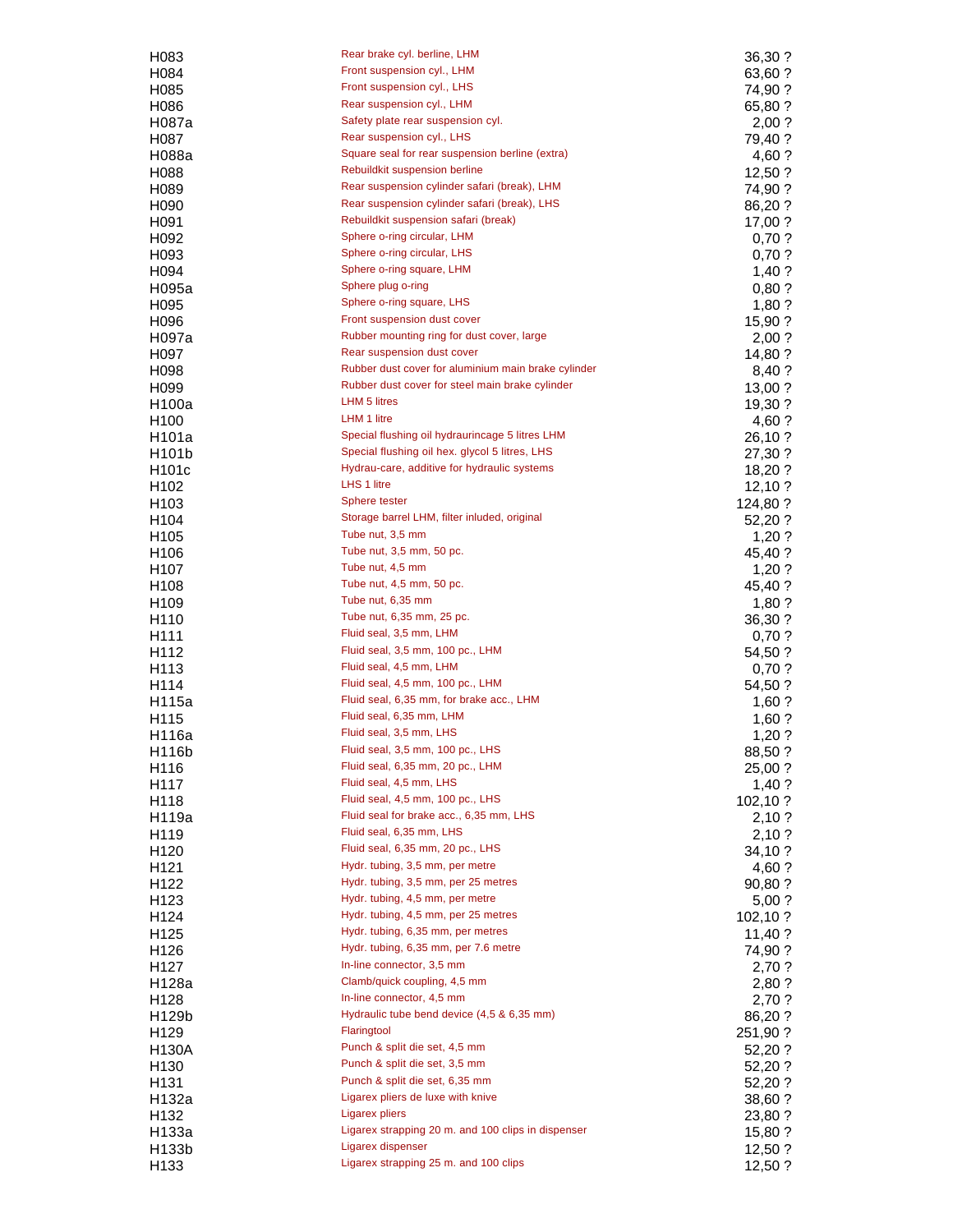| | | |
|---|---|---|
| H083 | Rear brake cyl. berline, LHM | 36,30 ? |
| H084 | Front suspension cyl., LHM | 63,60 ? |
| H085 | Front suspension cyl., LHS | 74,90 ? |
| H086 | Rear suspension cyl., LHM | 65,80 ? |
| H087a | Safety plate rear suspension cyl. | 2,00 ? |
| H087 | Rear suspension cyl., LHS | 79,40 ? |
| H088a | Square seal for rear suspension berline (extra) | 4,60 ? |
| H088 | Rebuildkit suspension berline | 12,50 ? |
| H089 | Rear suspension cylinder safari (break), LHM | 74,90 ? |
| H090 | Rear suspension cylinder safari (break), LHS | 86,20 ? |
| H091 | Rebuildkit suspension safari (break) | 17,00 ? |
| H092 | Sphere o-ring circular, LHM | 0,70 ? |
| H093 | Sphere o-ring circular, LHS | 0,70 ? |
| H094 | Sphere o-ring square, LHM | 1,40 ? |
| H095a | Sphere plug o-ring | 0,80 ? |
| H095 | Sphere o-ring square, LHS | 1,80 ? |
| H096 | Front suspension dust cover | 15,90 ? |
| H097a | Rubber mounting ring for dust cover, large | 2,00 ? |
| H097 | Rear suspension dust cover | 14,80 ? |
| H098 | Rubber dust cover for aluminium main brake cylinder | 8,40 ? |
| H099 | Rubber dust cover for steel main brake cylinder | 13,00 ? |
| H100a | LHM 5 litres | 19,30 ? |
| H100 | LHM 1 litre | 4,60 ? |
| H101a | Special flushing oil hydraurincage 5 litres LHM | 26,10 ? |
| H101b | Special flushing oil hex. glycol 5 litres, LHS | 27,30 ? |
| H101c | Hydrau-care, additive for hydraulic systems | 18,20 ? |
| H102 | LHS 1 litre | 12,10 ? |
| H103 | Sphere tester | 124,80 ? |
| H104 | Storage barrel LHM, filter inluded, original | 52,20 ? |
| H105 | Tube nut, 3,5 mm | 1,20 ? |
| H106 | Tube nut, 3,5 mm, 50 pc. | 45,40 ? |
| H107 | Tube nut, 4,5 mm | 1,20 ? |
| H108 | Tube nut, 4,5 mm, 50 pc. | 45,40 ? |
| H109 | Tube nut, 6,35 mm | 1,80 ? |
| H110 | Tube nut, 6,35 mm, 25 pc. | 36,30 ? |
| H111 | Fluid seal, 3,5 mm, LHM | 0,70 ? |
| H112 | Fluid seal, 3,5 mm, 100 pc., LHM | 54,50 ? |
| H113 | Fluid seal, 4,5 mm, LHM | 0,70 ? |
| H114 | Fluid seal, 4,5 mm, 100 pc., LHM | 54,50 ? |
| H115a | Fluid seal, 6,35 mm, for brake acc., LHM | 1,60 ? |
| H115 | Fluid seal, 6,35 mm, LHM | 1,60 ? |
| H116a | Fluid seal, 3,5 mm, LHS | 1,20 ? |
| H116b | Fluid seal, 3,5 mm, 100 pc., LHS | 88,50 ? |
| H116 | Fluid seal, 6,35 mm, 20 pc., LHM | 25,00 ? |
| H117 | Fluid seal, 4,5 mm, LHS | 1,40 ? |
| H118 | Fluid seal, 4,5 mm, 100 pc., LHS | 102,10 ? |
| H119a | Fluid seal for brake acc., 6,35 mm, LHS | 2,10 ? |
| H119 | Fluid seal, 6,35 mm, LHS | 2,10 ? |
| H120 | Fluid seal, 6,35 mm, 20 pc., LHS | 34,10 ? |
| H121 | Hydr. tubing, 3,5 mm, per metre | 4,60 ? |
| H122 | Hydr. tubing, 3,5 mm, per 25 metres | 90,80 ? |
| H123 | Hydr. tubing, 4,5 mm, per metre | 5,00 ? |
| H124 | Hydr. tubing, 4,5 mm, per 25 metres | 102,10 ? |
| H125 | Hydr. tubing, 6,35 mm, per metres | 11,40 ? |
| H126 | Hydr. tubing, 6,35 mm, per 7.6 metre | 74,90 ? |
| H127 | In-line connector, 3,5 mm | 2,70 ? |
| H128a | Clamb/quick coupling, 4,5 mm | 2,80 ? |
| H128 | In-line connector, 4,5 mm | 2,70 ? |
| H129b | Hydraulic tube bend device (4,5 & 6,35 mm) | 86,20 ? |
| H129 | Flaringtool | 251,90 ? |
| H130A | Punch & split die set, 4,5 mm | 52,20 ? |
| H130 | Punch & split die set, 3,5 mm | 52,20 ? |
| H131 | Punch & split die set, 6,35 mm | 52,20 ? |
| H132a | Ligarex pliers de luxe with knive | 38,60 ? |
| H132 | Ligarex pliers | 23,80 ? |
| H133a | Ligarex strapping 20 m. and 100 clips in dispenser | 15,80 ? |
| H133b | Ligarex dispenser | 12,50 ? |
| H133 | Ligarex strapping 25 m. and 100 clips | 12,50 ? |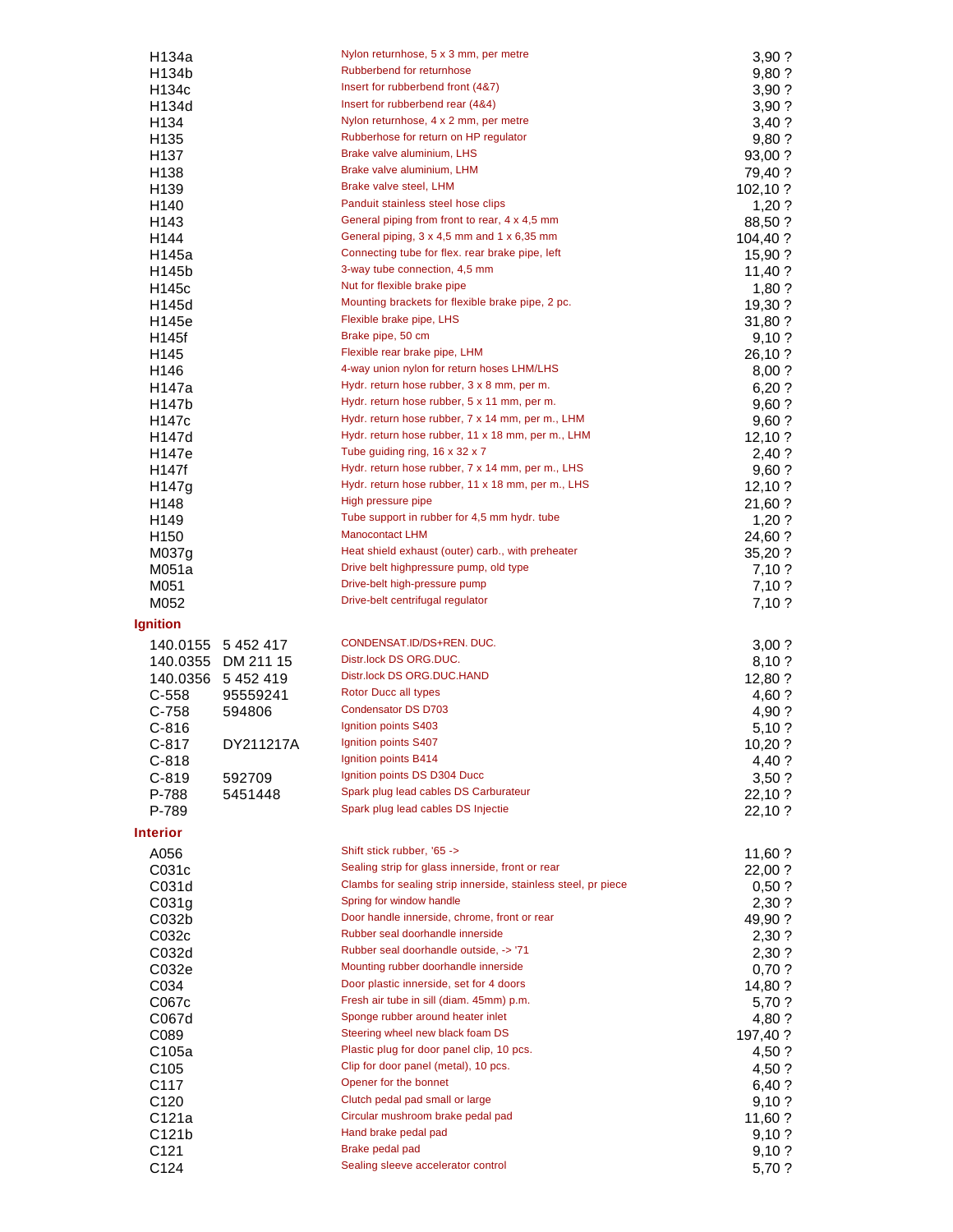| | | | |
|---|---|---|---|
| H134a | | Nylon returnhose, 5 x 3 mm, per metre | 3,90 ? |
| H134b | | Rubberbend for returnhose | 9,80 ? |
| H134c | | Insert for rubberbend front (4&7) | 3,90 ? |
| H134d | | Insert for rubberbend rear (4&4) | 3,90 ? |
| H134 | | Nylon returnhose, 4 x 2 mm, per metre | 3,40 ? |
| H135 | | Rubberhose for return on HP regulator | 9,80 ? |
| H137 | | Brake valve aluminium, LHS | 93,00 ? |
| H138 | | Brake valve aluminium, LHM | 79,40 ? |
| H139 | | Brake valve steel, LHM | 102,10 ? |
| H140 | | Panduit stainless steel hose clips | 1,20 ? |
| H143 | | General piping from front to rear, 4 x 4,5 mm | 88,50 ? |
| H144 | | General piping, 3 x 4,5 mm and 1 x 6,35 mm | 104,40 ? |
| H145a | | Connecting tube for flex. rear brake pipe, left | 15,90 ? |
| H145b | | 3-way tube connection, 4,5 mm | 11,40 ? |
| H145c | | Nut for flexible brake pipe | 1,80 ? |
| H145d | | Mounting brackets for flexible brake pipe, 2 pc. | 19,30 ? |
| H145e | | Flexible brake pipe, LHS | 31,80 ? |
| H145f | | Brake pipe, 50 cm | 9,10 ? |
| H145 | | Flexible rear brake pipe, LHM | 26,10 ? |
| H146 | | 4-way union nylon for return hoses LHM/LHS | 8,00 ? |
| H147a | | Hydr. return hose rubber, 3 x 8 mm, per m. | 6,20 ? |
| H147b | | Hydr. return hose rubber, 5 x 11 mm, per m. | 9,60 ? |
| H147c | | Hydr. return hose rubber, 7 x 14 mm, per m., LHM | 9,60 ? |
| H147d | | Hydr. return hose rubber, 11 x 18 mm, per m., LHM | 12,10 ? |
| H147e | | Tube guiding ring, 16 x 32 x 7 | 2,40 ? |
| H147f | | Hydr. return hose rubber, 7 x 14 mm, per m., LHS | 9,60 ? |
| H147g | | Hydr. return hose rubber, 11 x 18 mm, per m., LHS | 12,10 ? |
| H148 | | High pressure pipe | 21,60 ? |
| H149 | | Tube support in rubber for 4,5 mm hydr. tube | 1,20 ? |
| H150 | | Manocontact LHM | 24,60 ? |
| M037g | | Heat shield exhaust (outer) carb., with preheater | 35,20 ? |
| M051a | | Drive belt highpressure pump, old type | 7,10 ? |
| M051 | | Drive-belt high-pressure pump | 7,10 ? |
| M052 | | Drive-belt centrifugal regulator | 7,10 ? |

## Ignition

| | | | |
|---|---|---|---|
| 140.0155 | 5 452 417 | CONDENSAT.ID/DS+REN. DUC. | 3,00 ? |
| 140.0355 | DM 211 15 | Distr.lock DS ORG.DUC. | 8,10 ? |
| 140.0356 | 5 452 419 | Distr.lock DS ORG.DUC.HAND | 12,80 ? |
| C-558 | 95559241 | Rotor Ducc all types | 4,60 ? |
| C-758 | 594806 | Condensator DS D703 | 4,90 ? |
| C-816 | | Ignition points S403 | 5,10 ? |
| C-817 | DY211217A | Ignition points S407 | 10,20 ? |
| C-818 | | Ignition points B414 | 4,40 ? |
| C-819 | 592709 | Ignition points DS D304 Ducc | 3,50 ? |
| P-788 | 5451448 | Spark plug lead cables DS Carburateur | 22,10 ? |
| P-789 | | Spark plug lead cables DS Injectie | 22,10 ? |

## Interior

| | | | |
|---|---|---|---|
| A056 | | Shift stick rubber, '65 -> | 11,60 ? |
| C031c | | Sealing strip for glass innerside, front or rear | 22,00 ? |
| C031d | | Clambs for sealing strip innerside, stainless steel, pr piece | 0,50 ? |
| C031g | | Spring for window handle | 2,30 ? |
| C032b | | Door handle innerside, chrome, front or rear | 49,90 ? |
| C032c | | Rubber seal doorhandle innerside | 2,30 ? |
| C032d | | Rubber seal doorhandle outside, -> '71 | 2,30 ? |
| C032e | | Mounting rubber doorhandle innerside | 0,70 ? |
| C034 | | Door plastic innerside, set for 4 doors | 14,80 ? |
| C067c | | Fresh air tube in sill (diam. 45mm) p.m. | 5,70 ? |
| C067d | | Sponge rubber around heater inlet | 4,80 ? |
| C089 | | Steering wheel new black foam DS | 197,40 ? |
| C105a | | Plastic plug for door panel clip, 10 pcs. | 4,50 ? |
| C105 | | Clip for door panel (metal), 10 pcs. | 4,50 ? |
| C117 | | Opener for the bonnet | 6,40 ? |
| C120 | | Clutch pedal pad small or large | 9,10 ? |
| C121a | | Circular mushroom brake pedal pad | 11,60 ? |
| C121b | | Hand brake pedal pad | 9,10 ? |
| C121 | | Brake pedal pad | 9,10 ? |
| C124 | | Sealing sleeve accelerator control | 5,70 ? |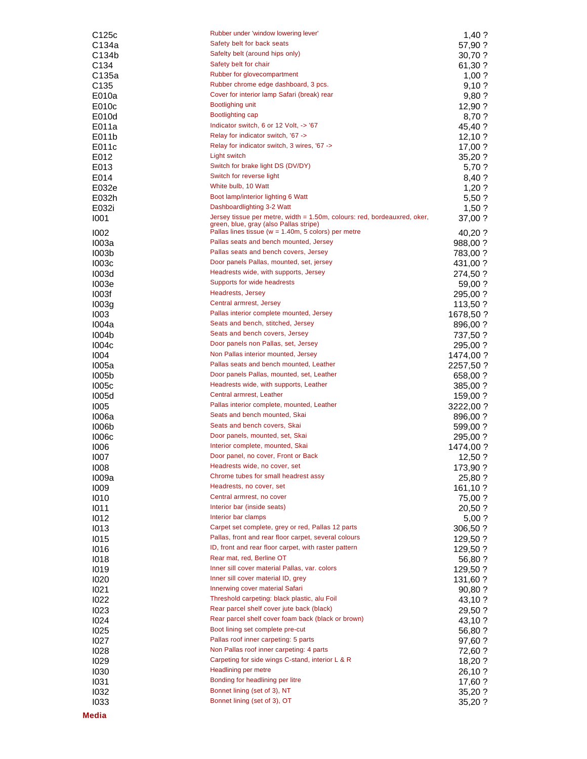| | | |
|---|---|---|
| C125c | Rubber under 'window lowering lever' | 1,40 ? |
| C134a | Safety belt for back seats | 57,90 ? |
| C134b | Safelty belt (around hips only) | 30,70 ? |
| C134 | Safety belt for chair | 61,30 ? |
| C135a | Rubber for glovecompartment | 1,00 ? |
| C135 | Rubber chrome edge dashboard, 3 pcs. | 9,10 ? |
| E010a | Cover for interior lamp Safari (break) rear | 9,80 ? |
| E010c | Bootlighing unit | 12,90 ? |
| E010d | Bootlighting cap | 8,70 ? |
| E011a | Indicator switch, 6 or 12 Volt, -> '67 | 45,40 ? |
| E011b | Relay for indicator switch, '67 -> | 12,10 ? |
| E011c | Relay for indicator switch, 3 wires, '67 -> | 17,00 ? |
| E012 | Light switch | 35,20 ? |
| E013 | Switch for brake light DS (DV/DY) | 5,70 ? |
| E014 | Switch for reverse light | 8,40 ? |
| E032e | White bulb, 10 Watt | 1,20 ? |
| E032h | Boot lamp/interior lighting 6 Watt | 5,50 ? |
| E032i | Dashboardlighting 3-2 Watt | 1,50 ? |
| I001 | Jersey tissue per metre, width = 1.50m, colours: red, bordeauxred, oker, green, blue, gray (also Pallas stripe) | 37,00 ? |
| I002 | Pallas lines tissue (w = 1.40m, 5 colors) per metre | 40,20 ? |
| I003a | Pallas seats and bench mounted, Jersey | 988,00 ? |
| I003b | Pallas seats and bench covers, Jersey | 783,00 ? |
| I003c | Door panels Pallas, mounted, set, jersey | 431,00 ? |
| I003d | Headrests wide, with supports, Jersey | 274,50 ? |
| I003e | Supports for wide headrests | 59,00 ? |
| I003f | Headrests, Jersey | 295,00 ? |
| I003g | Central armrest, Jersey | 113,50 ? |
| I003 | Pallas interior complete mounted, Jersey | 1678,50 ? |
| I004a | Seats and bench, stitched, Jersey | 896,00 ? |
| I004b | Seats and bench covers, Jersey | 737,50 ? |
| I004c | Door panels non Pallas, set, Jersey | 295,00 ? |
| I004 | Non Pallas interior mounted, Jersey | 1474,00 ? |
| I005a | Pallas seats and bench mounted, Leather | 2257,50 ? |
| I005b | Door panels Pallas, mounted, set, Leather | 658,00 ? |
| I005c | Headrests wide, with supports, Leather | 385,00 ? |
| I005d | Central armrest, Leather | 159,00 ? |
| I005 | Pallas interior complete, mounted, Leather | 3222,00 ? |
| I006a | Seats and bench mounted, Skai | 896,00 ? |
| I006b | Seats and bench covers, Skai | 599,00 ? |
| I006c | Door panels, mounted, set, Skai | 295,00 ? |
| I006 | Interior complete, mounted, Skai | 1474,00 ? |
| I007 | Door panel, no cover, Front or Back | 12,50 ? |
| I008 | Headrests wide, no cover, set | 173,90 ? |
| I009a | Chrome tubes for small headrest assy | 25,80 ? |
| I009 | Headrests, no cover, set | 161,10 ? |
| I010 | Central armrest, no cover | 75,00 ? |
| I011 | Interior bar (inside seats) | 20,50 ? |
| I012 | Interior bar clamps | 5,00 ? |
| I013 | Carpet set complete, grey or red, Pallas 12 parts | 306,50 ? |
| I015 | Pallas, front and rear floor carpet, several colours | 129,50 ? |
| I016 | ID, front and rear floor carpet, with raster pattern | 129,50 ? |
| I018 | Rear mat, red, Berline OT | 56,80 ? |
| I019 | Inner sill cover material Pallas, var. colors | 129,50 ? |
| I020 | Inner sill cover material ID, grey | 131,60 ? |
| I021 | Innerwing cover material Safari | 90,80 ? |
| I022 | Threshold carpeting: black plastic, alu Foil | 43,10 ? |
| I023 | Rear parcel shelf cover jute back (black) | 29,50 ? |
| I024 | Rear parcel shelf cover foam back (black or brown) | 43,10 ? |
| I025 | Boot lining set complete pre-cut | 56,80 ? |
| I027 | Pallas roof inner carpeting: 5 parts | 97,60 ? |
| I028 | Non Pallas roof inner carpeting: 4 parts | 72,60 ? |
| I029 | Carpeting for side wings C-stand, interior L & R | 18,20 ? |
| I030 | Headlining per metre | 26,10 ? |
| I031 | Bonding for headlining per litre | 17,60 ? |
| I032 | Bonnet lining (set of 3), NT | 35,20 ? |
| I033 | Bonnet lining (set of 3), OT | 35,20 ? |

**Media**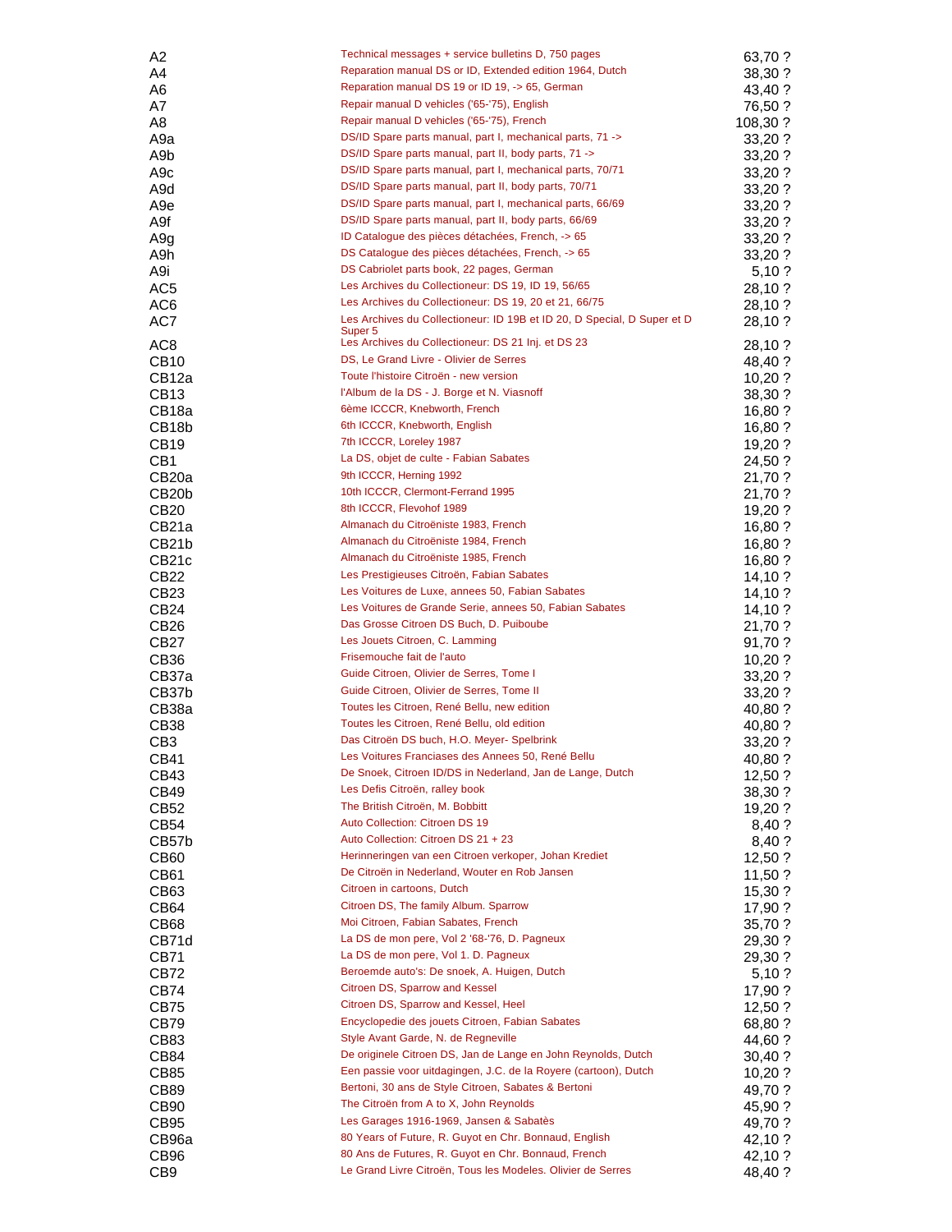| | | |
|---|---|---|
| A2 | Technical messages + service bulletins D, 750 pages | 63,70 ? |
| A4 | Reparation manual DS or ID, Extended edition 1964, Dutch | 38,30 ? |
| A6 | Reparation manual DS 19 or ID 19, -> 65, German | 43,40 ? |
| A7 | Repair manual D vehicles ('65-'75), English | 76,50 ? |
| A8 | Repair manual D vehicles ('65-'75), French | 108,30 ? |
| A9a | DS/ID Spare parts manual, part I, mechanical parts, 71 -> | 33,20 ? |
| A9b | DS/ID Spare parts manual, part II, body parts, 71 -> | 33,20 ? |
| A9c | DS/ID Spare parts manual, part I, mechanical parts, 70/71 | 33,20 ? |
| A9d | DS/ID Spare parts manual, part II, body parts, 70/71 | 33,20 ? |
| A9e | DS/ID Spare parts manual, part I, mechanical parts, 66/69 | 33,20 ? |
| A9f | DS/ID Spare parts manual, part II, body parts, 66/69 | 33,20 ? |
| A9g | ID Catalogue des pièces détachées, French, -> 65 | 33,20 ? |
| A9h | DS Catalogue des pièces détachées, French, -> 65 | 33,20 ? |
| A9i | DS Cabriolet parts book, 22 pages, German | 5,10 ? |
| AC5 | Les Archives du Collectioneur: DS 19, ID 19, 56/65 | 28,10 ? |
| AC6 | Les Archives du Collectioneur: DS 19, 20 et 21, 66/75 | 28,10 ? |
| AC7 | Les Archives du Collectioneur: ID 19B et ID 20, D Special, D Super et D Super 5 | 28,10 ? |
| AC8 | Les Archives du Collectioneur: DS 21 Inj. et DS 23 | 28,10 ? |
| CB10 | DS, Le Grand Livre - Olivier de Serres | 48,40 ? |
| CB12a | Toute l'histoire Citroën - new version | 10,20 ? |
| CB13 | l'Album de la DS - J. Borge et N. Viasnoff | 38,30 ? |
| CB18a | 6ème ICCCR, Knebworth, French | 16,80 ? |
| CB18b | 6th ICCCR, Knebworth, English | 16,80 ? |
| CB19 | 7th ICCCR, Loreley 1987 | 19,20 ? |
| CB1 | La DS, objet de culte - Fabian Sabates | 24,50 ? |
| CB20a | 9th ICCCR, Herning 1992 | 21,70 ? |
| CB20b | 10th ICCCR, Clermont-Ferrand 1995 | 21,70 ? |
| CB20 | 8th ICCCR, Flevohof 1989 | 19,20 ? |
| CB21a | Almanach du Citroëniste 1983, French | 16,80 ? |
| CB21b | Almanach du Citroëniste 1984, French | 16,80 ? |
| CB21c | Almanach du Citroëniste 1985, French | 16,80 ? |
| CB22 | Les Prestigieuses Citroën, Fabian Sabates | 14,10 ? |
| CB23 | Les Voitures de Luxe, annees 50, Fabian Sabates | 14,10 ? |
| CB24 | Les Voitures de Grande Serie, annees 50, Fabian Sabates | 14,10 ? |
| CB26 | Das Grosse Citroen DS Buch, D. Puiboube | 21,70 ? |
| CB27 | Les Jouets Citroen, C. Lamming | 91,70 ? |
| CB36 | Frisemouche fait de l'auto | 10,20 ? |
| CB37a | Guide Citroen, Olivier de Serres, Tome I | 33,20 ? |
| CB37b | Guide Citroen, Olivier de Serres, Tome II | 33,20 ? |
| CB38a | Toutes les Citroen, René Bellu, new edition | 40,80 ? |
| CB38 | Toutes les Citroen, René Bellu, old edition | 40,80 ? |
| CB3 | Das Citroën DS buch, H.O. Meyer- Spelbrink | 33,20 ? |
| CB41 | Les Voitures Franciases des Annees 50, René Bellu | 40,80 ? |
| CB43 | De Snoek, Citroen ID/DS in Nederland, Jan de Lange, Dutch | 12,50 ? |
| CB49 | Les Defis Citroën, ralley book | 38,30 ? |
| CB52 | The British Citroën, M. Bobbitt | 19,20 ? |
| CB54 | Auto Collection: Citroen DS 19 | 8,40 ? |
| CB57b | Auto Collection: Citroen DS 21 + 23 | 8,40 ? |
| CB60 | Herinneringen van een Citroen verkoper, Johan Krediet | 12,50 ? |
| CB61 | De Citroën in Nederland, Wouter en Rob Jansen | 11,50 ? |
| CB63 | Citroen in cartoons, Dutch | 15,30 ? |
| CB64 | Citroen DS, The family Album. Sparrow | 17,90 ? |
| CB68 | Moi Citroen, Fabian Sabates, French | 35,70 ? |
| CB71d | La DS de mon pere, Vol 2 '68-'76, D. Pagneux | 29,30 ? |
| CB71 | La DS de mon pere, Vol 1. D. Pagneux | 29,30 ? |
| CB72 | Beroemde auto's: De snoek, A. Huigen, Dutch | 5,10 ? |
| CB74 | Citroen DS, Sparrow and Kessel | 17,90 ? |
| CB75 | Citroen DS, Sparrow and Kessel, Heel | 12,50 ? |
| CB79 | Encyclopedie des jouets Citroen, Fabian Sabates | 68,80 ? |
| CB83 | Style Avant Garde, N. de Regneville | 44,60 ? |
| CB84 | De originele Citroen DS, Jan de Lange en John Reynolds, Dutch | 30,40 ? |
| CB85 | Een passie voor uitdagingen, J.C. de la Royere (cartoon), Dutch | 10,20 ? |
| CB89 | Bertoni, 30 ans de Style Citroen, Sabates & Bertoni | 49,70 ? |
| CB90 | The Citroën from A to X, John Reynolds | 45,90 ? |
| CB95 | Les Garages 1916-1969, Jansen & Sabatès | 49,70 ? |
| CB96a | 80 Years of Future, R. Guyot en Chr. Bonnaud, English | 42,10 ? |
| CB96 | 80 Ans de Futures, R. Guyot en Chr. Bonnaud, French | 42,10 ? |
| CB9 | Le Grand Livre Citroën, Tous les Modeles. Olivier de Serres | 48,40 ? |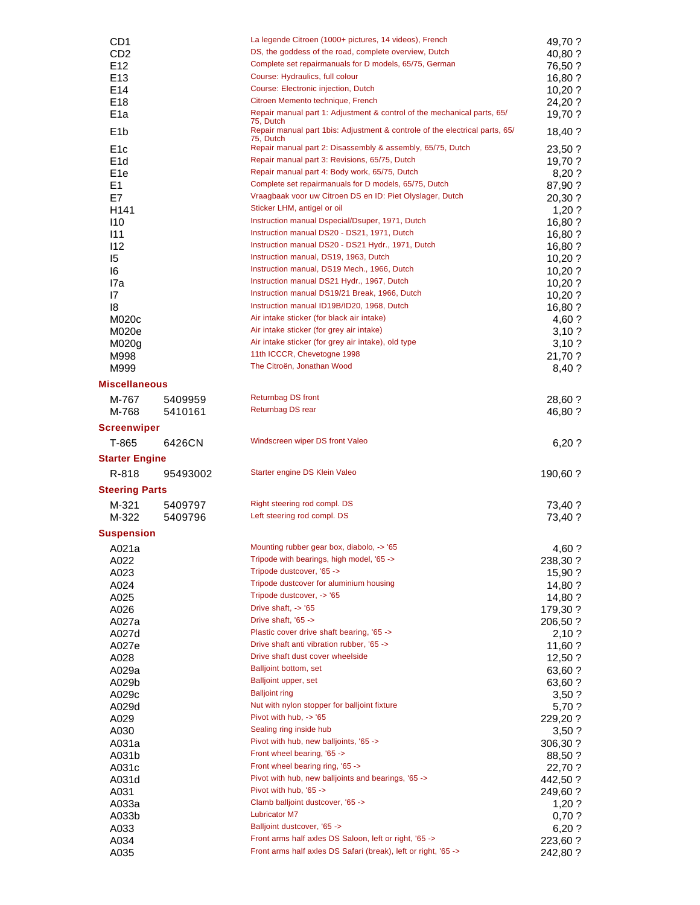| | | | |
|---|---|---|---|
| CD1 | | La legende Citroen (1000+ pictures, 14 videos), French | 49,70 ? |
| CD2 | | DS, the goddess of the road, complete overview, Dutch | 40,80 ? |
| E12 | | Complete set repairmanuals for D models, 65/75, German | 76,50 ? |
| E13 | | Course: Hydraulics, full colour | 16,80 ? |
| E14 | | Course: Electronic injection, Dutch | 10,20 ? |
| E18 | | Citroen Memento technique, French | 24,20 ? |
| E1a | | Repair manual part 1: Adjustment & control of the mechanical parts, 65/75, Dutch | 19,70 ? |
| E1b | | Repair manual part 1bis: Adjustment & controle of the electrical parts, 65/75, Dutch | 18,40 ? |
| E1c | | Repair manual part 2: Disassembly & assembly, 65/75, Dutch | 23,50 ? |
| E1d | | Repair manual part 3: Revisions, 65/75, Dutch | 19,70 ? |
| E1e | | Repair manual part 4: Body work, 65/75, Dutch | 8,20 ? |
| E1 | | Complete set repairmanuals for D models, 65/75, Dutch | 87,90 ? |
| E7 | | Vraagbaak voor uw Citroen DS en ID: Piet Olyslager, Dutch | 20,30 ? |
| H141 | | Sticker LHM, antigel or oil | 1,20 ? |
| I10 | | Instruction manual Dspecial/Dsuper, 1971, Dutch | 16,80 ? |
| I11 | | Instruction manual DS20 - DS21, 1971, Dutch | 16,80 ? |
| I12 | | Instruction manual DS20 - DS21 Hydr., 1971, Dutch | 16,80 ? |
| I5 | | Instruction manual, DS19, 1963, Dutch | 10,20 ? |
| I6 | | Instruction manual, DS19 Mech., 1966, Dutch | 10,20 ? |
| I7a | | Instruction manual DS21 Hydr., 1967, Dutch | 10,20 ? |
| I7 | | Instruction manual DS19/21 Break, 1966, Dutch | 10,20 ? |
| I8 | | Instruction manual ID19B/ID20, 1968, Dutch | 16,80 ? |
| M020c | | Air intake sticker (for black air intake) | 4,60 ? |
| M020e | | Air intake sticker (for grey air intake) | 3,10 ? |
| M020g | | Air intake sticker (for grey air intake), old type | 3,10 ? |
| M998 | | 11th ICCCR, Chevetogne 1998 | 21,70 ? |
| M999 | | The Citroën, Jonathan Wood | 8,40 ? |

### Miscellaneous

| | | | |
|---|---|---|---|
| M-767 | 5409959 | Returnbag DS front | 28,60 ? |
| M-768 | 5410161 | Returnbag DS rear | 46,80 ? |

### Screenwiper

| | | | |
|---|---|---|---|
| T-865 | 6426CN | Windscreen wiper DS front Valeo | 6,20 ? |

### Starter Engine

| | | | |
|---|---|---|---|
| R-818 | 95493002 | Starter engine DS Klein Valeo | 190,60 ? |

### Steering Parts

| | | | |
|---|---|---|---|
| M-321 | 5409797 | Right steering rod compl. DS | 73,40 ? |
| M-322 | 5409796 | Left steering rod compl. DS | 73,40 ? |

### Suspension

| | | | |
|---|---|---|---|
| A021a | | Mounting rubber gear box, diabolo, -> '65 | 4,60 ? |
| A022 | | Tripode with bearings, high model, '65 -> | 238,30 ? |
| A023 | | Tripode dustcover, '65 -> | 15,90 ? |
| A024 | | Tripode dustcover for aluminium housing | 14,80 ? |
| A025 | | Tripode dustcover, -> '65 | 14,80 ? |
| A026 | | Drive shaft, -> '65 | 179,30 ? |
| A027a | | Drive shaft, '65 -> | 206,50 ? |
| A027d | | Plastic cover drive shaft bearing, '65 -> | 2,10 ? |
| A027e | | Drive shaft anti vibration rubber, '65 -> | 11,60 ? |
| A028 | | Drive shaft dust cover wheelside | 12,50 ? |
| A029a | | Balljoint bottom, set | 63,60 ? |
| A029b | | Balljoint upper, set | 63,60 ? |
| A029c | | Balljoint ring | 3,50 ? |
| A029d | | Nut with nylon stopper for balljoint fixture | 5,70 ? |
| A029 | | Pivot with hub, -> '65 | 229,20 ? |
| A030 | | Sealing ring inside hub | 3,50 ? |
| A031a | | Pivot with hub, new balljoints, '65 -> | 306,30 ? |
| A031b | | Front wheel bearing, '65 -> | 88,50 ? |
| A031c | | Front wheel bearing ring, '65 -> | 22,70 ? |
| A031d | | Pivot with hub, new balljoints and bearings, '65 -> | 442,50 ? |
| A031 | | Pivot with hub, '65 -> | 249,60 ? |
| A033a | | Clamb balljoint dustcover, '65 -> | 1,20 ? |
| A033b | | Lubricator M7 | 0,70 ? |
| A033 | | Balljoint dustcover, '65 -> | 6,20 ? |
| A034 | | Front arms half axles DS Saloon, left or right, '65 -> | 223,60 ? |
| A035 | | Front arms half axles DS Safari (break), left or right, '65 -> | 242,80 ? |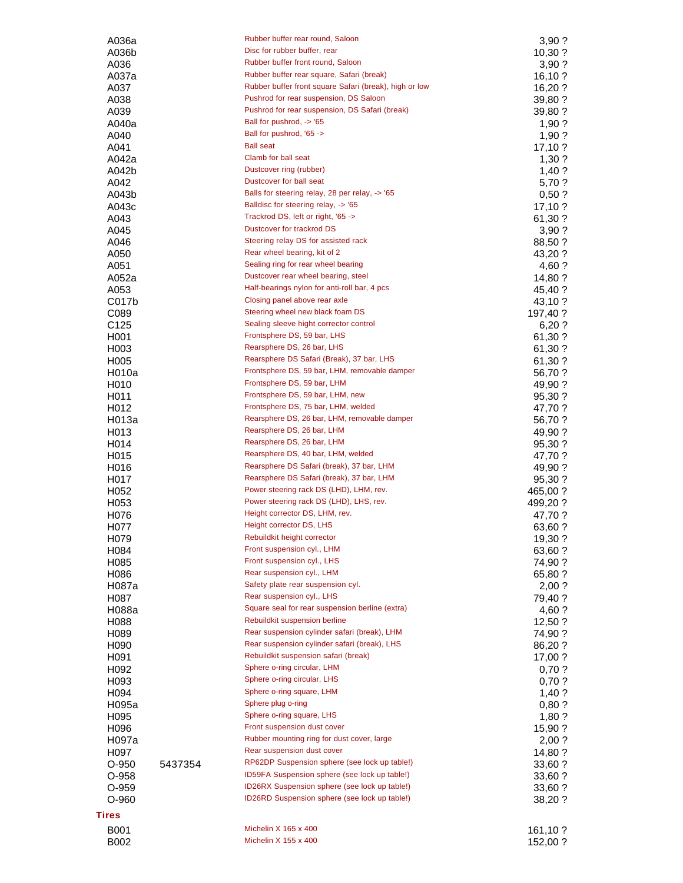| | | | |
|---|---|---|---|
| A036a | | Rubber buffer rear round, Saloon | 3,90 ? |
| A036b | | Disc for rubber buffer, rear | 10,30 ? |
| A036 | | Rubber buffer front round, Saloon | 3,90 ? |
| A037a | | Rubber buffer rear square, Safari (break) | 16,10 ? |
| A037 | | Rubber buffer front square Safari (break), high or low | 16,20 ? |
| A038 | | Pushrod for rear suspension, DS Saloon | 39,80 ? |
| A039 | | Pushrod for rear suspension, DS Safari (break) | 39,80 ? |
| A040a | | Ball for pushrod, -> '65 | 1,90 ? |
| A040 | | Ball for pushrod, '65 -> | 1,90 ? |
| A041 | | Ball seat | 17,10 ? |
| A042a | | Clamb for ball seat | 1,30 ? |
| A042b | | Dustcover ring (rubber) | 1,40 ? |
| A042 | | Dustcover for ball seat | 5,70 ? |
| A043b | | Balls for steering relay, 28 per relay, -> '65 | 0,50 ? |
| A043c | | Balldisc for steering relay, -> '65 | 17,10 ? |
| A043 | | Trackrod DS, left or right, '65 -> | 61,30 ? |
| A045 | | Dustcover for trackrod DS | 3,90 ? |
| A046 | | Steering relay DS for assisted rack | 88,50 ? |
| A050 | | Rear wheel bearing, kit of 2 | 43,20 ? |
| A051 | | Sealing ring for rear wheel bearing | 4,60 ? |
| A052a | | Dustcover rear wheel bearing, steel | 14,80 ? |
| A053 | | Half-bearings nylon for anti-roll bar, 4 pcs | 45,40 ? |
| C017b | | Closing panel above rear axle | 43,10 ? |
| C089 | | Steering wheel new black foam DS | 197,40 ? |
| C125 | | Sealing sleeve hight corrector control | 6,20 ? |
| H001 | | Frontsphere DS, 59 bar, LHS | 61,30 ? |
| H003 | | Rearsphere DS, 26 bar, LHS | 61,30 ? |
| H005 | | Rearsphere DS Safari (Break), 37 bar, LHS | 61,30 ? |
| H010a | | Frontsphere DS, 59 bar, LHM, removable damper | 56,70 ? |
| H010 | | Frontsphere DS, 59 bar, LHM | 49,90 ? |
| H011 | | Frontsphere DS, 59 bar, LHM, new | 95,30 ? |
| H012 | | Frontsphere DS, 75 bar, LHM, welded | 47,70 ? |
| H013a | | Rearsphere DS, 26 bar, LHM, removable damper | 56,70 ? |
| H013 | | Rearsphere DS, 26 bar, LHM | 49,90 ? |
| H014 | | Rearsphere DS, 26 bar, LHM | 95,30 ? |
| H015 | | Rearsphere DS, 40 bar, LHM, welded | 47,70 ? |
| H016 | | Rearsphere DS Safari (break), 37 bar, LHM | 49,90 ? |
| H017 | | Rearsphere DS Safari (break), 37 bar, LHM | 95,30 ? |
| H052 | | Power steering rack DS (LHD), LHM, rev. | 465,00 ? |
| H053 | | Power steering rack DS (LHD), LHS, rev. | 499,20 ? |
| H076 | | Height corrector DS, LHM, rev. | 47,70 ? |
| H077 | | Height corrector DS, LHS | 63,60 ? |
| H079 | | Rebuildkit height corrector | 19,30 ? |
| H084 | | Front suspension cyl., LHM | 63,60 ? |
| H085 | | Front suspension cyl., LHS | 74,90 ? |
| H086 | | Rear suspension cyl., LHM | 65,80 ? |
| H087a | | Safety plate rear suspension cyl. | 2,00 ? |
| H087 | | Rear suspension cyl., LHS | 79,40 ? |
| H088a | | Square seal for rear suspension berline (extra) | 4,60 ? |
| H088 | | Rebuildkit suspension berline | 12,50 ? |
| H089 | | Rear suspension cylinder safari (break), LHM | 74,90 ? |
| H090 | | Rear suspension cylinder safari (break), LHS | 86,20 ? |
| H091 | | Rebuildkit suspension safari (break) | 17,00 ? |
| H092 | | Sphere o-ring circular, LHM | 0,70 ? |
| H093 | | Sphere o-ring circular, LHS | 0,70 ? |
| H094 | | Sphere o-ring square, LHM | 1,40 ? |
| H095a | | Sphere plug o-ring | 0,80 ? |
| H095 | | Sphere o-ring square, LHS | 1,80 ? |
| H096 | | Front suspension dust cover | 15,90 ? |
| H097a | | Rubber mounting ring for dust cover, large | 2,00 ? |
| H097 | | Rear suspension dust cover | 14,80 ? |
| O-950 | 5437354 | RP62DP Suspension sphere (see lock up table!) | 33,60 ? |
| O-958 | | ID59FA Suspension sphere (see lock up table!) | 33,60 ? |
| O-959 | | ID26RX Suspension sphere (see lock up table!) | 33,60 ? |
| O-960 | | ID26RD Suspension sphere (see lock up table!) | 38,20 ? |

## Tires

| | | | |
|---|---|---|---|
| B001 | | Michelin X 165 x 400 | 161,10 ? |
| B002 | | Michelin X 155 x 400 | 152,00 ? |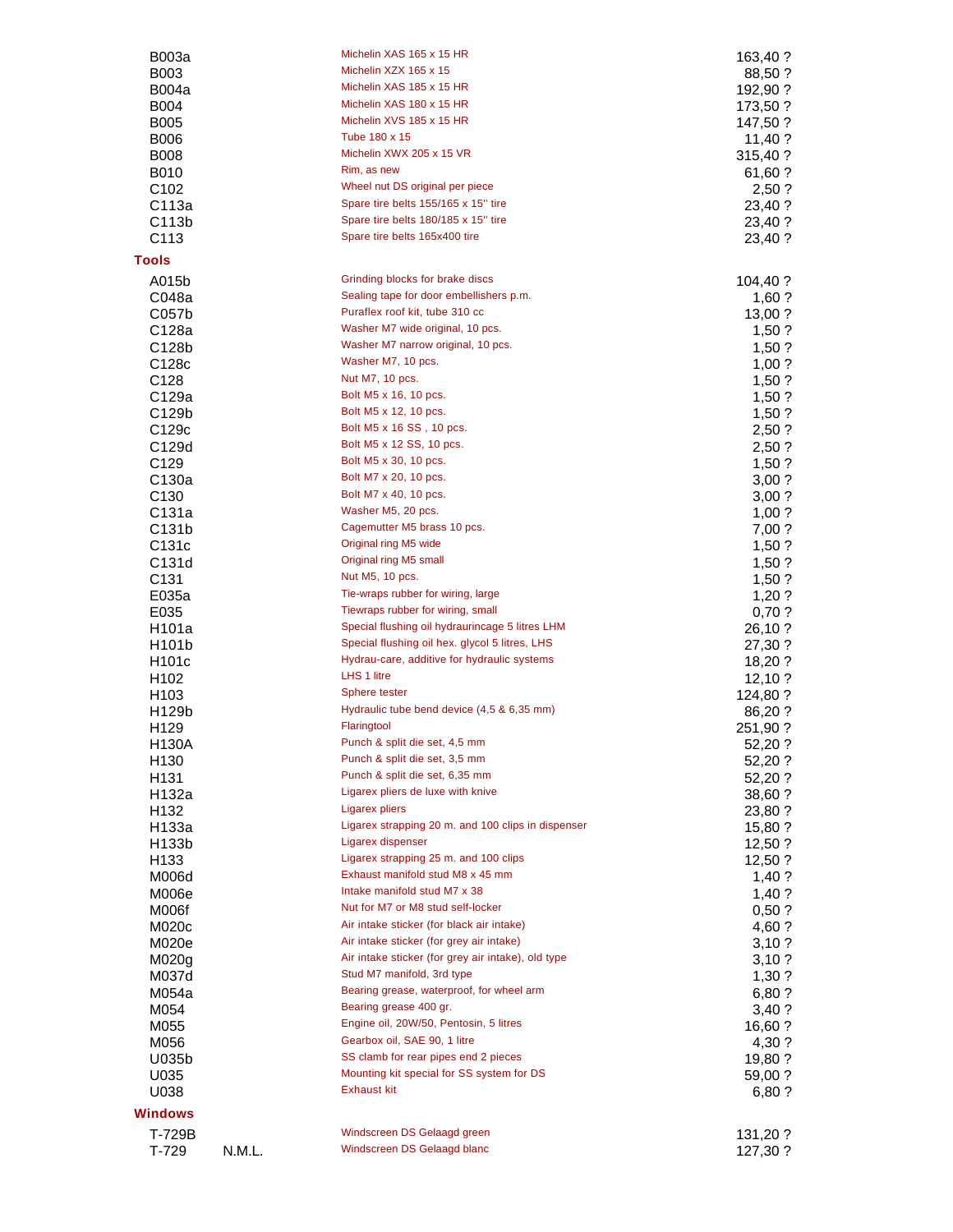| | | | |
|---|---|---|---|
| B003a | | Michelin XAS 165 x 15 HR | 163,40 ? |
| B003 | | Michelin XZX 165 x 15 | 88,50 ? |
| B004a | | Michelin XAS 185 x 15 HR | 192,90 ? |
| B004 | | Michelin XAS 180 x 15 HR | 173,50 ? |
| B005 | | Michelin XVS 185 x 15 HR | 147,50 ? |
| B006 | | Tube 180 x 15 | 11,40 ? |
| B008 | | Michelin XWX 205 x 15 VR | 315,40 ? |
| B010 | | Rim, as new | 61,60 ? |
| C102 | | Wheel nut DS original per piece | 2,50 ? |
| C113a | | Spare tire belts 155/165 x 15'' tire | 23,40 ? |
| C113b | | Spare tire belts 180/185 x 15'' tire | 23,40 ? |
| C113 | | Spare tire belts 165x400 tire | 23,40 ? |

**Tools**

| | | | |
|---|---|---|---|
| A015b | | Grinding blocks for brake discs | 104,40 ? |
| C048a | | Sealing tape for door embellishers p.m. | 1,60 ? |
| C057b | | Puraflex roof kit, tube 310 cc | 13,00 ? |
| C128a | | Washer M7 wide original, 10 pcs. | 1,50 ? |
| C128b | | Washer M7 narrow original, 10 pcs. | 1,50 ? |
| C128c | | Washer M7, 10 pcs. | 1,00 ? |
| C128 | | Nut M7, 10 pcs. | 1,50 ? |
| C129a | | Bolt M5 x 16, 10 pcs. | 1,50 ? |
| C129b | | Bolt M5 x 12, 10 pcs. | 1,50 ? |
| C129c | | Bolt M5 x 16 SS , 10 pcs. | 2,50 ? |
| C129d | | Bolt M5 x 12 SS, 10 pcs. | 2,50 ? |
| C129 | | Bolt M5 x 30, 10 pcs. | 1,50 ? |
| C130a | | Bolt M7 x 20, 10 pcs. | 3,00 ? |
| C130 | | Bolt M7 x 40, 10 pcs. | 3,00 ? |
| C131a | | Washer M5, 20 pcs. | 1,00 ? |
| C131b | | Cagemutter M5 brass 10 pcs. | 7,00 ? |
| C131c | | Original ring M5 wide | 1,50 ? |
| C131d | | Original ring M5 small | 1,50 ? |
| C131 | | Nut M5, 10 pcs. | 1,50 ? |
| E035a | | Tie-wraps rubber for wiring, large | 1,20 ? |
| E035 | | Tiewraps rubber for wiring, small | 0,70 ? |
| H101a | | Special flushing oil hydraurincage 5 litres LHM | 26,10 ? |
| H101b | | Special flushing oil hex. glycol 5 litres, LHS | 27,30 ? |
| H101c | | Hydrau-care, additive for hydraulic systems | 18,20 ? |
| H102 | | LHS 1 litre | 12,10 ? |
| H103 | | Sphere tester | 124,80 ? |
| H129b | | Hydraulic tube bend device (4,5 & 6,35 mm) | 86,20 ? |
| H129 | | Flaringtool | 251,90 ? |
| H130A | | Punch & split die set, 4,5 mm | 52,20 ? |
| H130 | | Punch & split die set, 3,5 mm | 52,20 ? |
| H131 | | Punch & split die set, 6,35 mm | 52,20 ? |
| H132a | | Ligarex pliers de luxe with knive | 38,60 ? |
| H132 | | Ligarex pliers | 23,80 ? |
| H133a | | Ligarex strapping 20 m. and 100 clips in dispenser | 15,80 ? |
| H133b | | Ligarex dispenser | 12,50 ? |
| H133 | | Ligarex strapping 25 m. and 100 clips | 12,50 ? |
| M006d | | Exhaust manifold stud M8 x 45 mm | 1,40 ? |
| M006e | | Intake manifold stud M7 x 38 | 1,40 ? |
| M006f | | Nut for M7 or M8 stud self-locker | 0,50 ? |
| M020c | | Air intake sticker (for black air intake) | 4,60 ? |
| M020e | | Air intake sticker (for grey air intake) | 3,10 ? |
| M020g | | Air intake sticker (for grey air intake), old type | 3,10 ? |
| M037d | | Stud M7 manifold, 3rd type | 1,30 ? |
| M054a | | Bearing grease, waterproof, for wheel arm | 6,80 ? |
| M054 | | Bearing grease 400 gr. | 3,40 ? |
| M055 | | Engine oil, 20W/50, Pentosin, 5 litres | 16,60 ? |
| M056 | | Gearbox oil, SAE 90, 1 litre | 4,30 ? |
| U035b | | SS clamb for rear pipes end 2 pieces | 19,80 ? |
| U035 | | Mounting kit special for SS system for DS | 59,00 ? |
| U038 | | Exhaust kit | 6,80 ? |

**Windows**

| | | | |
|---|---|---|---|
| T-729B | | Windscreen DS Gelaagd green | 131,20 ? |
| T-729 | N.M.L. | Windscreen DS Gelaagd blanc | 127,30 ? |